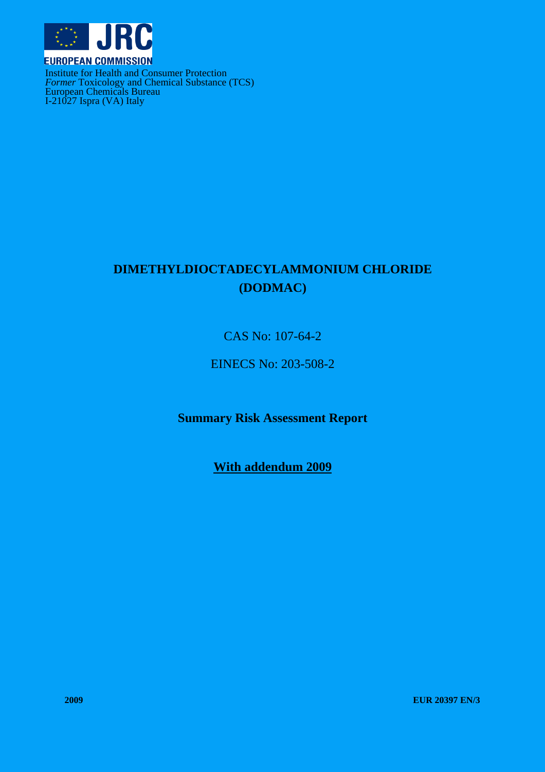JRC

EUROPEAN COMMISSION

Institute for Health and Consumer Protection
*Former* Toxicology and Chemical Substance (TCS)
European Chemicals Bureau
I-21027 Ispra (VA) Italy

# DIMETHYLDIOCTADECYLAMMONIUM CHLORIDE (DODMAC)

CAS No: 107-64-2

EINECS No: 203-508-2

**Summary Risk Assessment Report**

**With addendum 2009**

2009

EUR 20397 EN/3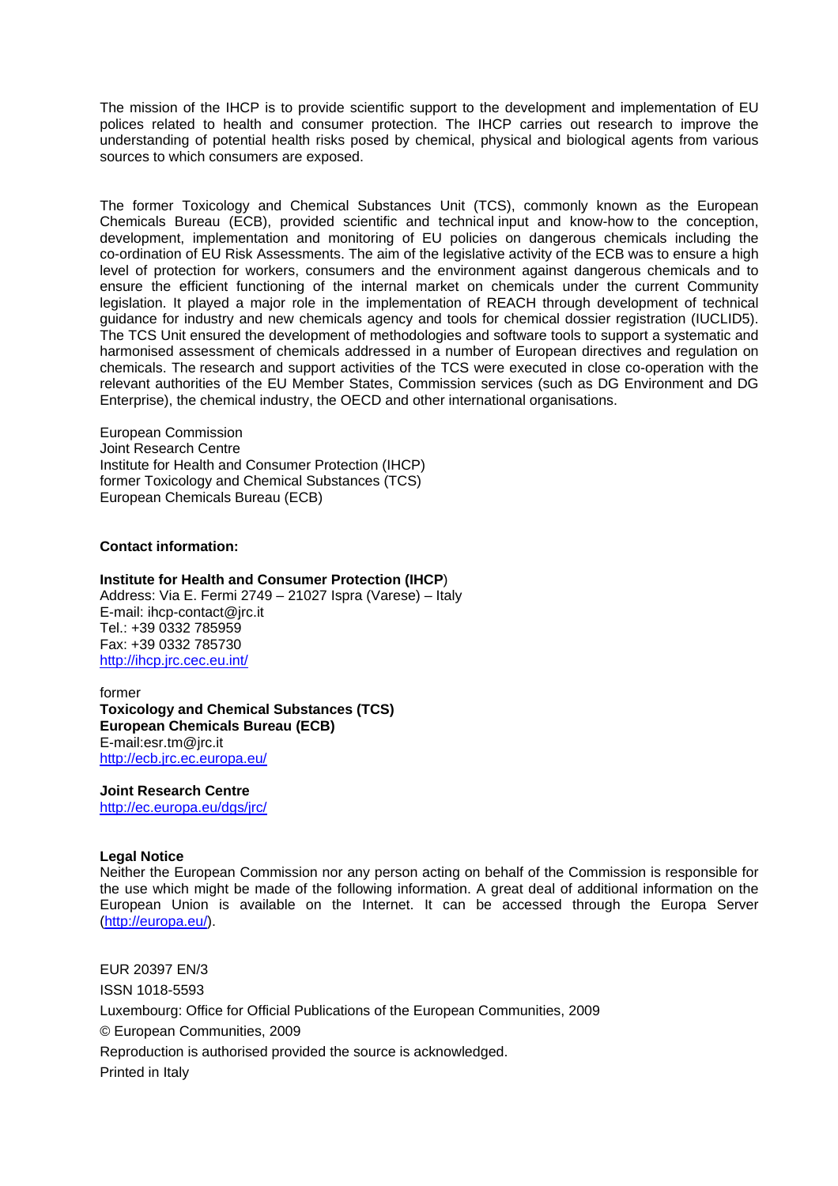The mission of the IHCP is to provide scientific support to the development and implementation of EU polices related to health and consumer protection. The IHCP carries out research to improve the understanding of potential health risks posed by chemical, physical and biological agents from various sources to which consumers are exposed.

The former Toxicology and Chemical Substances Unit (TCS), commonly known as the European Chemicals Bureau (ECB), provided scientific and technical input and know-how to the conception, development, implementation and monitoring of EU policies on dangerous chemicals including the co-ordination of EU Risk Assessments. The aim of the legislative activity of the ECB was to ensure a high level of protection for workers, consumers and the environment against dangerous chemicals and to ensure the efficient functioning of the internal market on chemicals under the current Community legislation. It played a major role in the implementation of REACH through development of technical guidance for industry and new chemicals agency and tools for chemical dossier registration (IUCLID5). The TCS Unit ensured the development of methodologies and software tools to support a systematic and harmonised assessment of chemicals addressed in a number of European directives and regulation on chemicals. The research and support activities of the TCS were executed in close co-operation with the relevant authorities of the EU Member States, Commission services (such as DG Environment and DG Enterprise), the chemical industry, the OECD and other international organisations.

European Commission
Joint Research Centre
Institute for Health and Consumer Protection (IHCP)
former Toxicology and Chemical Substances (TCS)
European Chemicals Bureau (ECB)

**Contact information:**

**Institute for Health and Consumer Protection (IHCP)**
Address: Via E. Fermi 2749 – 21027 Ispra (Varese) – Italy
E-mail: ihcp-contact@jrc.it
Tel.: +39 0332 785959
Fax: +39 0332 785730
http://ihcp.jrc.cec.eu.int/

former
**Toxicology and Chemical Substances (TCS)**
**European Chemicals Bureau (ECB)**
E-mail:esr.tm@jrc.it
http://ecb.jrc.ec.europa.eu/

**Joint Research Centre**
http://ec.europa.eu/dgs/jrc/

**Legal Notice**
Neither the European Commission nor any person acting on behalf of the Commission is responsible for the use which might be made of the following information. A great deal of additional information on the European Union is available on the Internet. It can be accessed through the Europa Server (http://europa.eu/).

EUR 20397 EN/3
ISSN 1018-5593
Luxembourg: Office for Official Publications of the European Communities, 2009
© European Communities, 2009
Reproduction is authorised provided the source is acknowledged.
Printed in Italy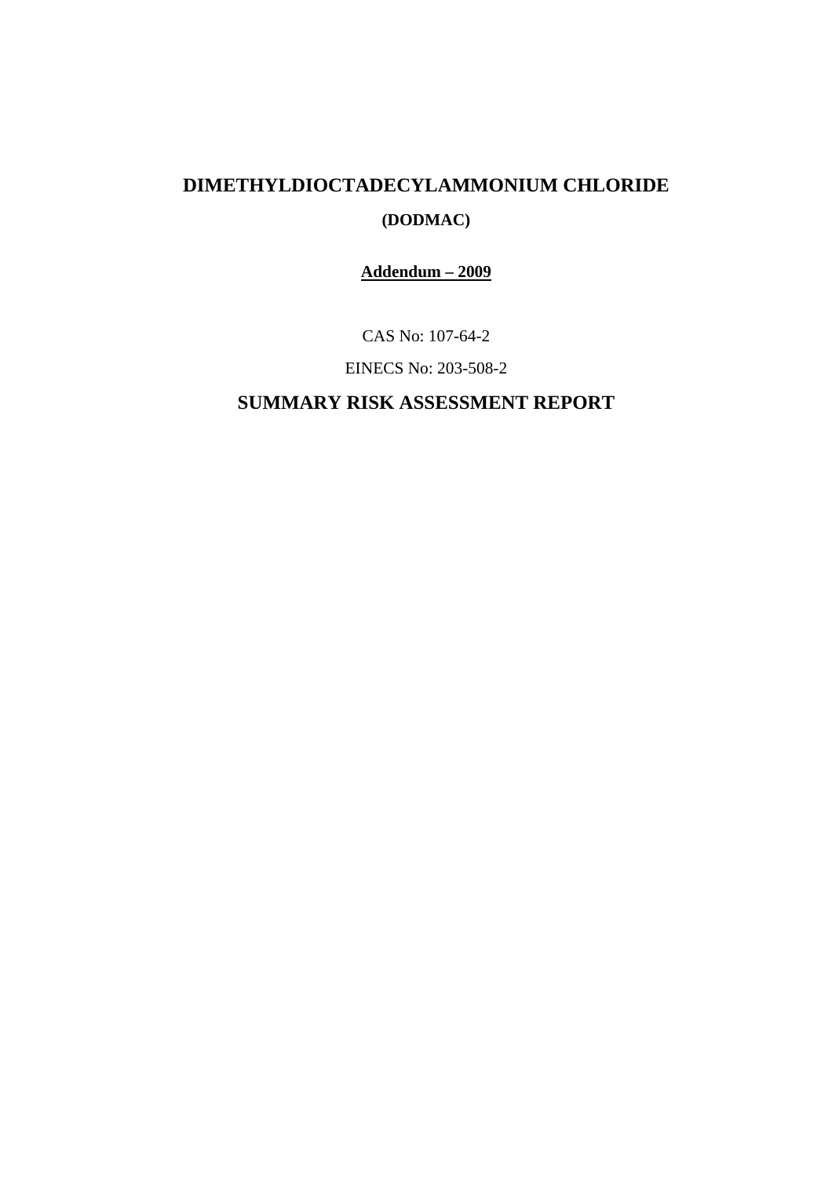# DIMETHYLDIOCTADECYLAMMONIUM CHLORIDE

**(DODMAC)**

**Addendum – 2009**

CAS No: 107-64-2

EINECS No: 203-508-2

## SUMMARY RISK ASSESSMENT REPORT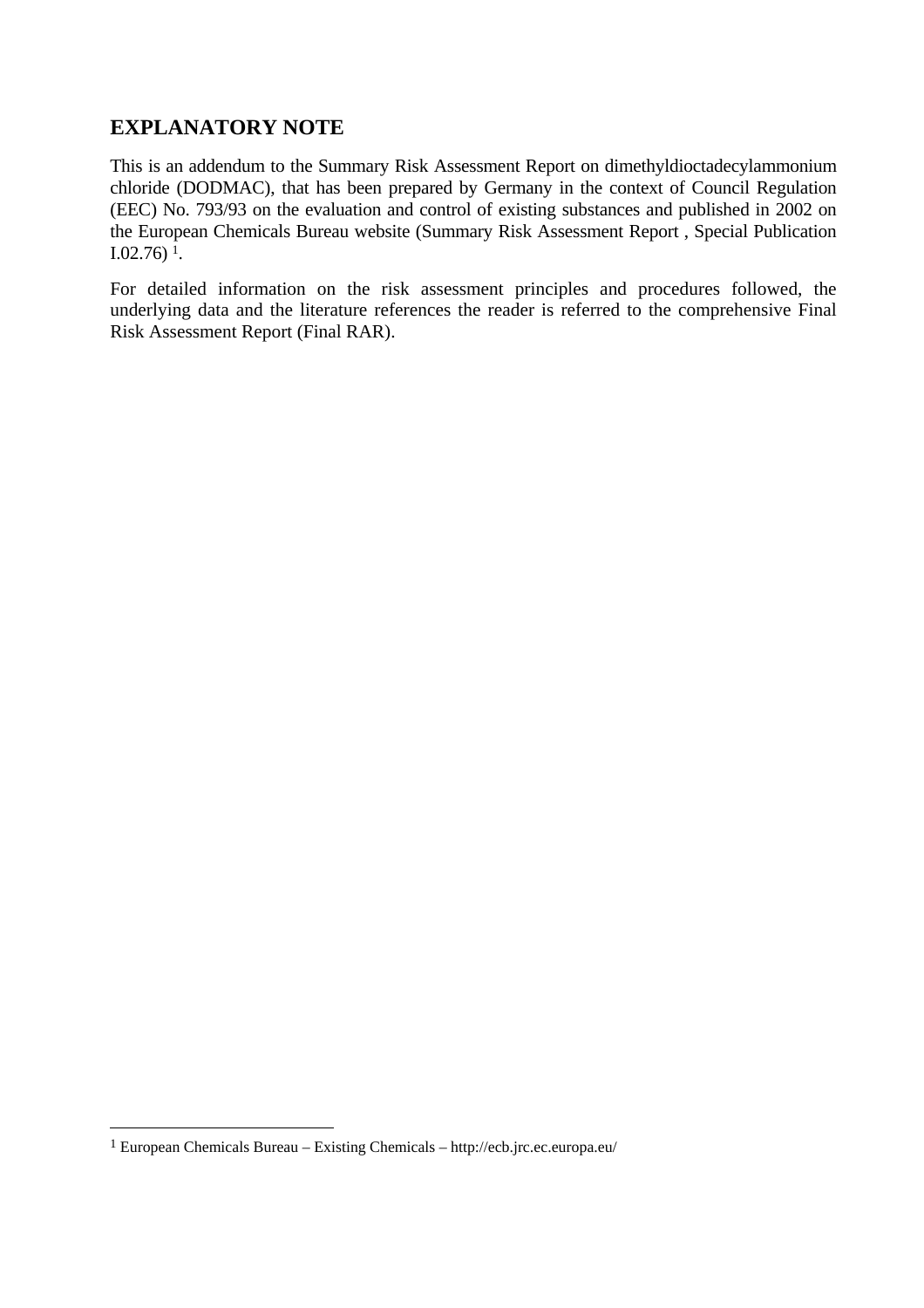## EXPLANATORY NOTE

This is an addendum to the Summary Risk Assessment Report on dimethyldioctadecylammonium chloride (DODMAC), that has been prepared by Germany in the context of Council Regulation (EEC) No. 793/93 on the evaluation and control of existing substances and published in 2002 on the European Chemicals Bureau website (Summary Risk Assessment Report , Special Publication I.02.76) [1].

For detailed information on the risk assessment principles and procedures followed, the underlying data and the literature references the reader is referred to the comprehensive Final Risk Assessment Report (Final RAR).

---

[1] European Chemicals Bureau – Existing Chemicals – http://ecb.jrc.ec.europa.eu/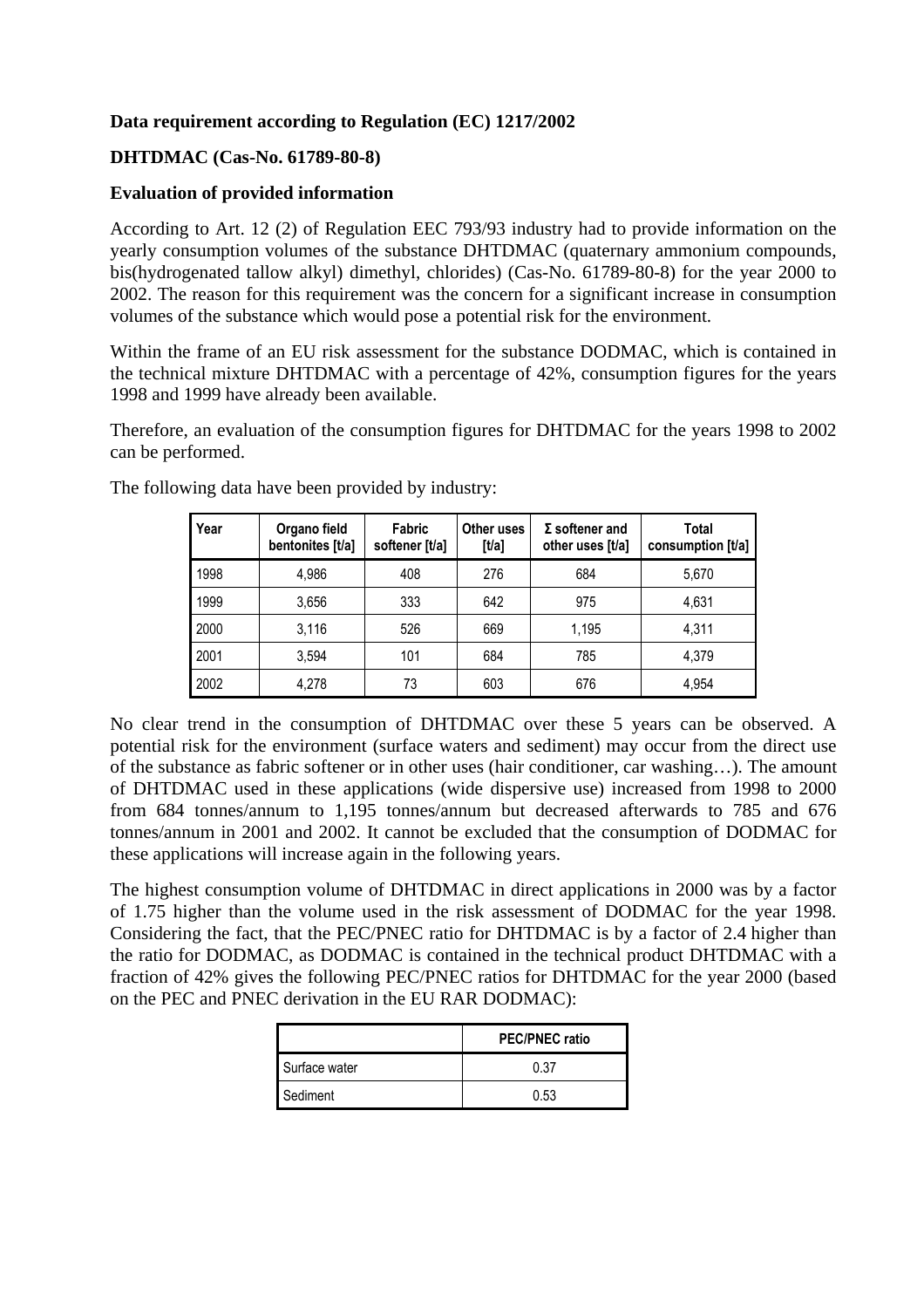**Data requirement according to Regulation (EC) 1217/2002**

**DHTDMAC (Cas-No. 61789-80-8)**

**Evaluation of provided information**

According to Art. 12 (2) of Regulation EEC 793/93 industry had to provide information on the yearly consumption volumes of the substance DHTDMAC (quaternary ammonium compounds, bis(hydrogenated tallow alkyl) dimethyl, chlorides) (Cas-No. 61789-80-8) for the year 2000 to 2002. The reason for this requirement was the concern for a significant increase in consumption volumes of the substance which would pose a potential risk for the environment.

Within the frame of an EU risk assessment for the substance DODMAC, which is contained in the technical mixture DHTDMAC with a percentage of 42%, consumption figures for the years 1998 and 1999 have already been available.

Therefore, an evaluation of the consumption figures for DHTDMAC for the years 1998 to 2002 can be performed.

The following data have been provided by industry:

| Year | Organo field bentonites [t/a] | Fabric softener [t/a] | Other uses [t/a] | Σ softener and other uses [t/a] | Total consumption [t/a] |
|---|---|---|---|---|---|
| 1998 | 4,986 | 408 | 276 | 684 | 5,670 |
| 1999 | 3,656 | 333 | 642 | 975 | 4,631 |
| 2000 | 3,116 | 526 | 669 | 1,195 | 4,311 |
| 2001 | 3,594 | 101 | 684 | 785 | 4,379 |
| 2002 | 4,278 | 73 | 603 | 676 | 4,954 |

No clear trend in the consumption of DHTDMAC over these 5 years can be observed. A potential risk for the environment (surface waters and sediment) may occur from the direct use of the substance as fabric softener or in other uses (hair conditioner, car washing…). The amount of DHTDMAC used in these applications (wide dispersive use) increased from 1998 to 2000 from 684 tonnes/annum to 1,195 tonnes/annum but decreased afterwards to 785 and 676 tonnes/annum in 2001 and 2002. It cannot be excluded that the consumption of DODMAC for these applications will increase again in the following years.

The highest consumption volume of DHTDMAC in direct applications in 2000 was by a factor of 1.75 higher than the volume used in the risk assessment of DODMAC for the year 1998. Considering the fact, that the PEC/PNEC ratio for DHTDMAC is by a factor of 2.4 higher than the ratio for DODMAC, as DODMAC is contained in the technical product DHTDMAC with a fraction of 42% gives the following PEC/PNEC ratios for DHTDMAC for the year 2000 (based on the PEC and PNEC derivation in the EU RAR DODMAC):

| | PEC/PNEC ratio |
|---|---|
| Surface water | 0.37 |
| Sediment | 0.53 |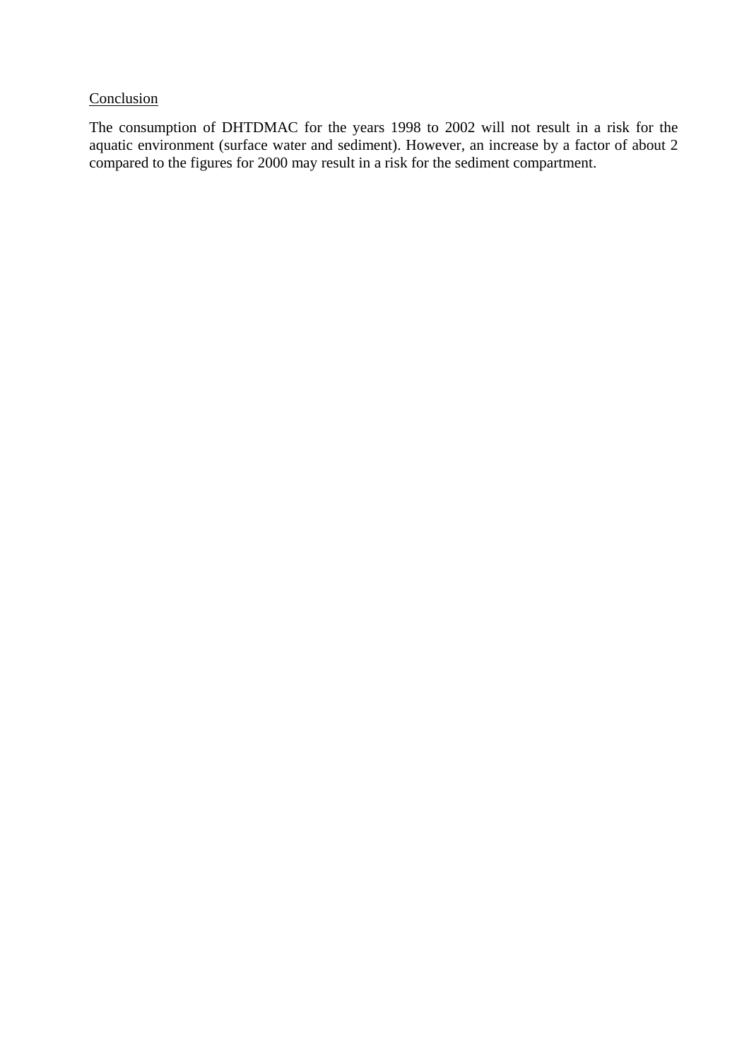Conclusion

The consumption of DHTDMAC for the years 1998 to 2002 will not result in a risk for the aquatic environment (surface water and sediment). However, an increase by a factor of about 2 compared to the figures for 2000 may result in a risk for the sediment compartment.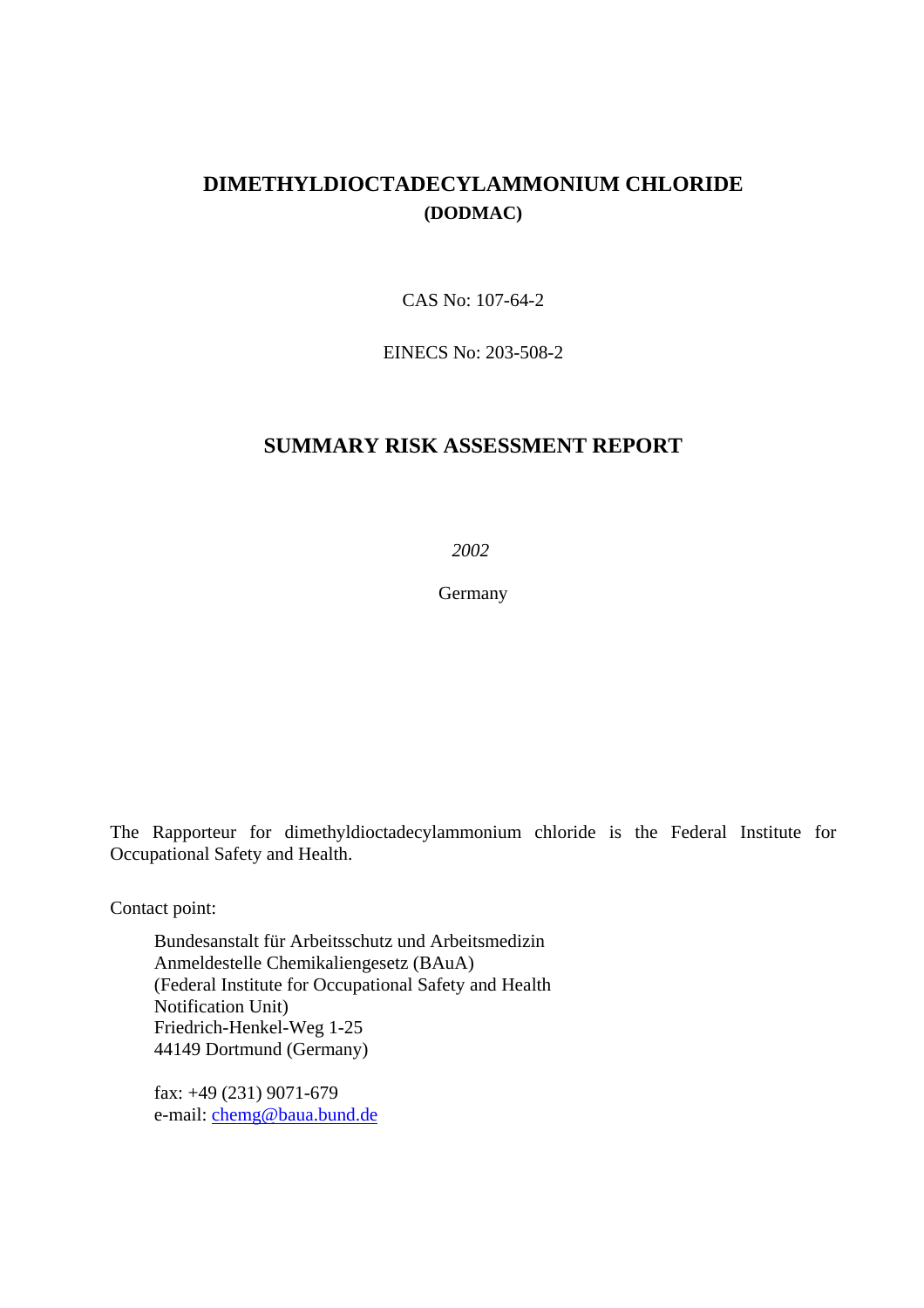# DIMETHYLDIOCTADECYLAMMONIUM CHLORIDE

## (DODMAC)

CAS No: 107-64-2

EINECS No: 203-508-2

## SUMMARY RISK ASSESSMENT REPORT

*2002*

Germany

The Rapporteur for dimethyldioctadecylammonium chloride is the Federal Institute for Occupational Safety and Health.

Contact point:

Bundesanstalt für Arbeitsschutz und Arbeitsmedizin
Anmeldestelle Chemikaliengesetz (BAuA)
(Federal Institute for Occupational Safety and Health
Notification Unit)
Friedrich-Henkel-Weg 1-25
44149 Dortmund (Germany)

fax: +49 (231) 9071-679
e-mail: chemg@baua.bund.de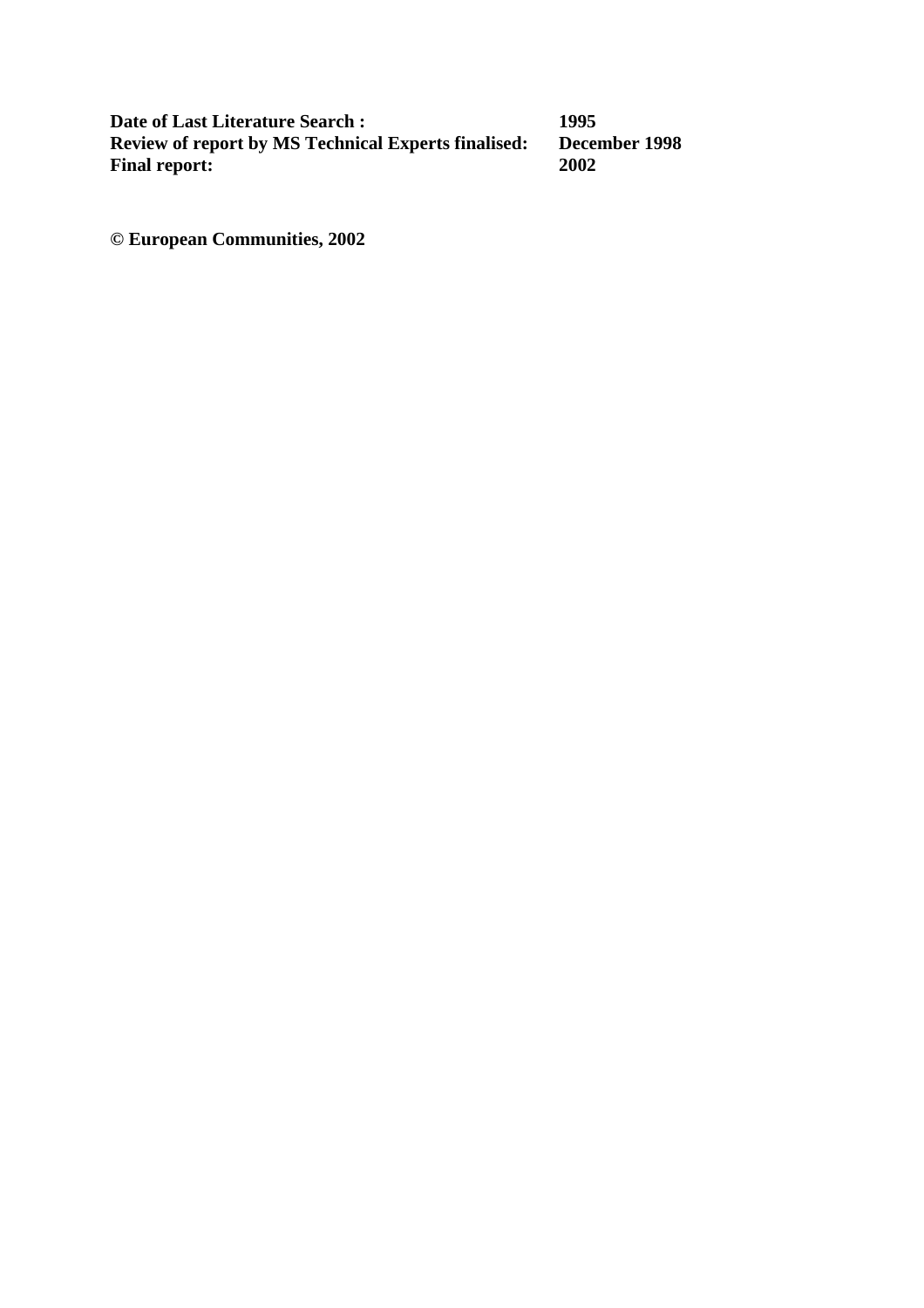| | |
|---|---|
| **Date of Last Literature Search :** | **1995** |
| **Review of report by MS Technical Experts finalised:** | **December 1998** |
| **Final report:** | **2002** |

**© European Communities, 2002**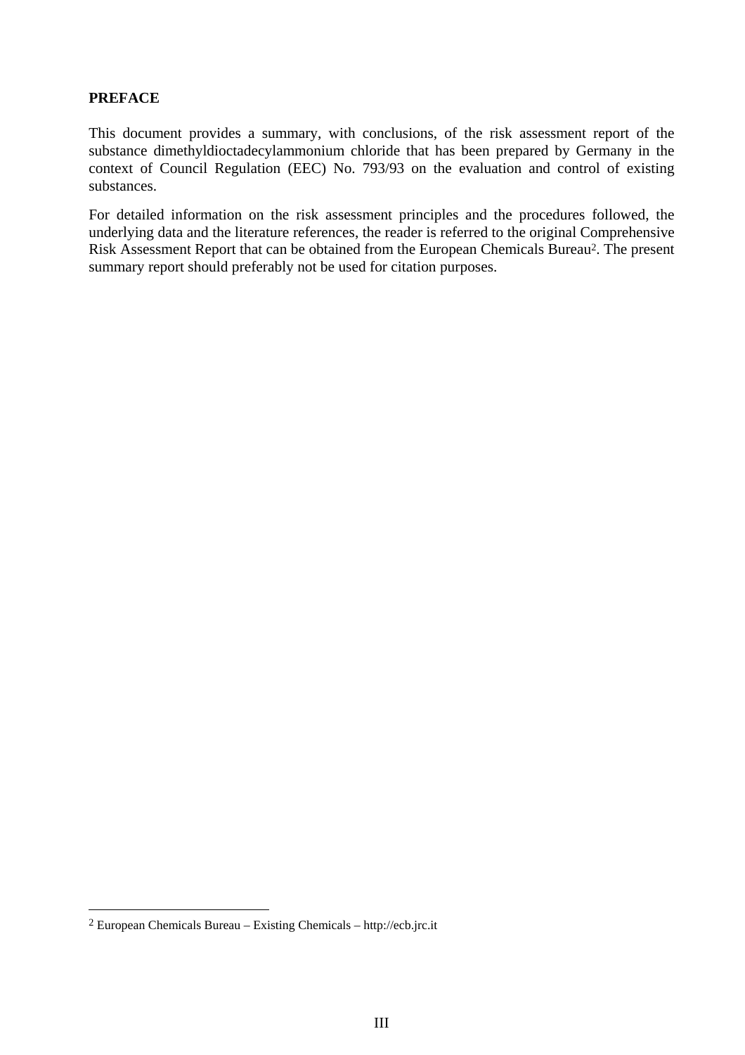**PREFACE**

This document provides a summary, with conclusions, of the risk assessment report of the substance dimethyldioctadecylammonium chloride that has been prepared by Germany in the context of Council Regulation (EEC) No. 793/93 on the evaluation and control of existing substances.

For detailed information on the risk assessment principles and the procedures followed, the underlying data and the literature references, the reader is referred to the original Comprehensive Risk Assessment Report that can be obtained from the European Chemicals Bureau[2]. The present summary report should preferably not be used for citation purposes.

---

[2] European Chemicals Bureau – Existing Chemicals – http://ecb.jrc.it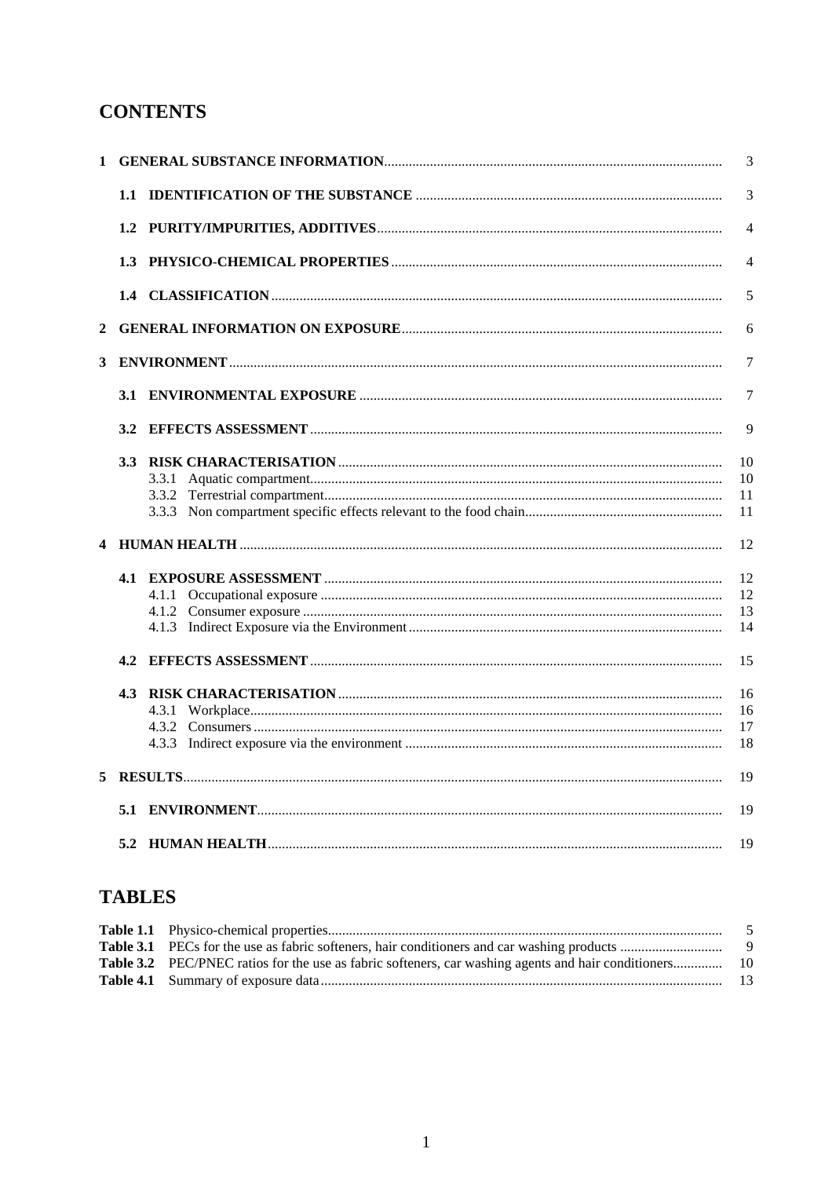# CONTENTS

1 GENERAL SUBSTANCE INFORMATION ... 3

1.1 IDENTIFICATION OF THE SUBSTANCE ... 3

1.2 PURITY/IMPURITIES, ADDITIVES ... 4

1.3 PHYSICO-CHEMICAL PROPERTIES ... 4

1.4 CLASSIFICATION ... 5

2 GENERAL INFORMATION ON EXPOSURE ... 6

3 ENVIRONMENT ... 7

3.1 ENVIRONMENTAL EXPOSURE ... 7

3.2 EFFECTS ASSESSMENT ... 9

3.3 RISK CHARACTERISATION ... 10
- 3.3.1 Aquatic compartment ... 10
- 3.3.2 Terrestrial compartment ... 11
- 3.3.3 Non compartment specific effects relevant to the food chain ... 11

4 HUMAN HEALTH ... 12

4.1 EXPOSURE ASSESSMENT ... 12
- 4.1.1 Occupational exposure ... 12
- 4.1.2 Consumer exposure ... 13
- 4.1.3 Indirect Exposure via the Environment ... 14

4.2 EFFECTS ASSESSMENT ... 15

4.3 RISK CHARACTERISATION ... 16
- 4.3.1 Workplace ... 16
- 4.3.2 Consumers ... 17
- 4.3.3 Indirect exposure via the environment ... 18

5 RESULTS ... 19

5.1 ENVIRONMENT ... 19

5.2 HUMAN HEALTH ... 19

# TABLES

**Table 1.1** Physico-chemical properties ... 5
**Table 3.1** PECs for the use as fabric softeners, hair conditioners and car washing products ... 9
**Table 3.2** PEC/PNEC ratios for the use as fabric softeners, car washing agents and hair conditioners ... 10
**Table 4.1** Summary of exposure data ... 13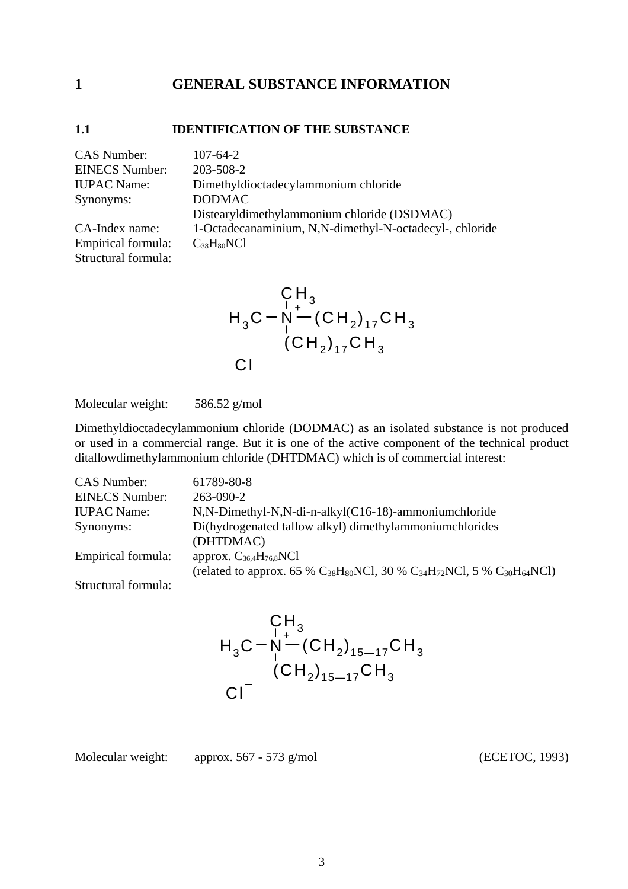# 1 GENERAL SUBSTANCE INFORMATION

## 1.1 IDENTIFICATION OF THE SUBSTANCE

| | |
|---|---|
| CAS Number: | 107-64-2 |
| EINECS Number: | 203-508-2 |
| IUPAC Name: | Dimethyldioctadecylammonium chloride |
| Synonyms: | DODMAC |
| | Distearyldimethylammonium chloride (DSDMAC) |
| CA-Index name: | 1-Octadecanaminium, N,N-dimethyl-N-octadecyl-, chloride |
| Empirical formula: | $C_{38}H_{80}NCl$ |
| Structural formula: | |

$$H_3C - \overset{\displaystyle CH_3}{\overset{|}{\underset{|}{N^+}}} - (CH_2)_{17}CH_3$$
$$(CH_2)_{17}CH_3$$
$$Cl^-$$

Molecular weight: 586.52 g/mol

Dimethyldioctadecylammonium chloride (DODMAC) as an isolated substance is not produced or used in a commercial range. But it is one of the active component of the technical product ditallowdimethylammonium chloride (DHTDMAC) which is of commercial interest:

| | |
|---|---|
| CAS Number: | 61789-80-8 |
| EINECS Number: | 263-090-2 |
| IUPAC Name: | N,N-Dimethyl-N,N-di-n-alkyl(C16-18)-ammoniumchloride |
| Synonyms: | Di(hydrogenated tallow alkyl) dimethylammoniumchlorides (DHTDMAC) |
| Empirical formula: | approx. $C_{36,4}H_{76,8}NCl$ |
| | (related to approx. 65 % $C_{38}H_{80}NCl$, 30 % $C_{34}H_{72}NCl$, 5 % $C_{30}H_{64}NCl$) |
| Structural formula: | |

$$H_3C - \overset{\displaystyle CH_3}{\overset{|}{\underset{|}{N^+}}} - (CH_2)_{15-17}CH_3$$
$$(CH_2)_{15-17}CH_3$$
$$Cl^-$$

Molecular weight: approx. 567 - 573 g/mol (ECETOC, 1993)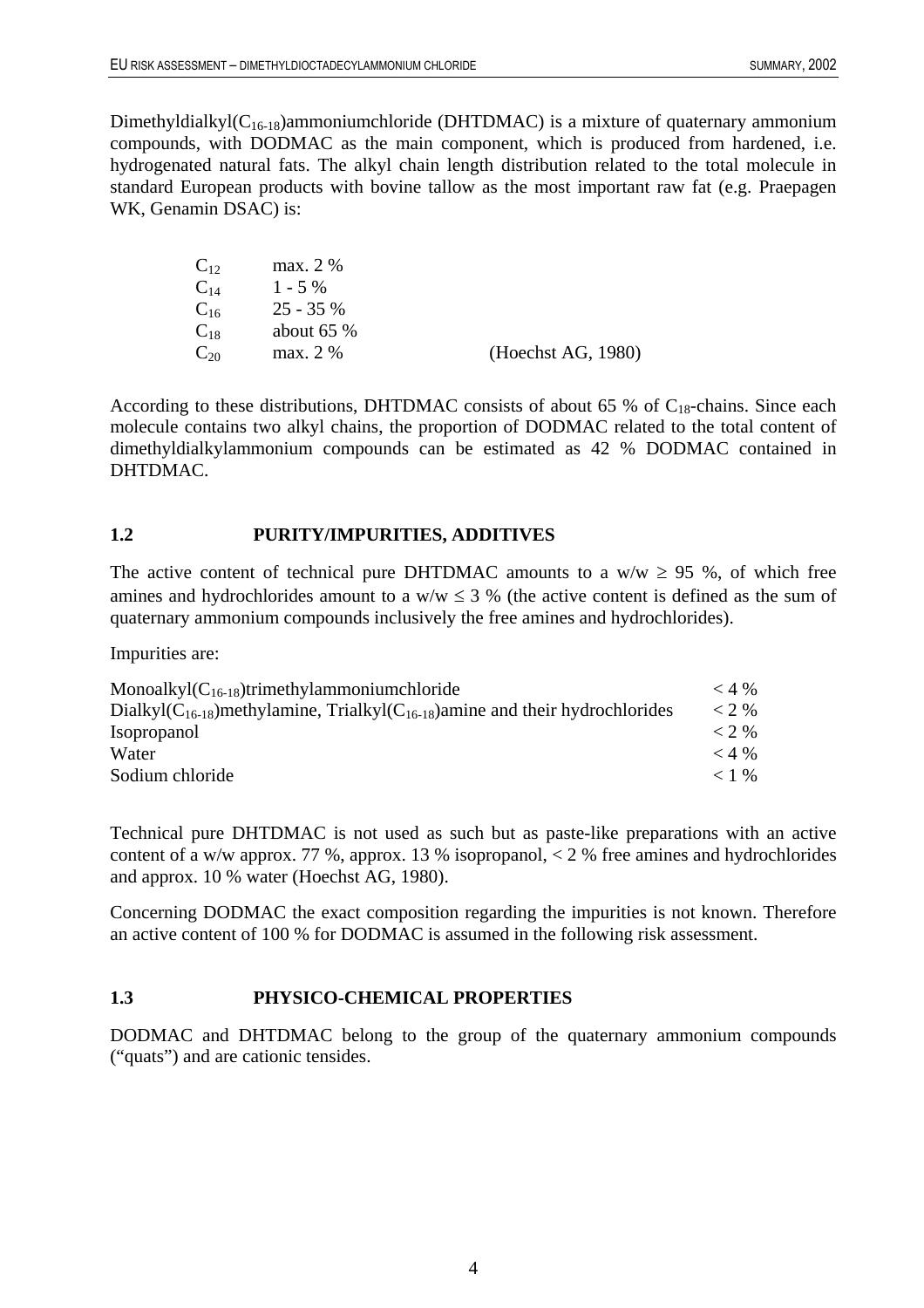Dimethyldialkyl($C_{16-18}$)ammoniumchloride (DHTDMAC) is a mixture of quaternary ammonium compounds, with DODMAC as the main component, which is produced from hardened, i.e. hydrogenated natural fats. The alkyl chain length distribution related to the total molecule in standard European products with bovine tallow as the most important raw fat (e.g. Praepagen WK, Genamin DSAC) is:

| | | |
|---|---|---|
| $C_{12}$ | max. 2 % | |
| $C_{14}$ | 1 - 5 % | |
| $C_{16}$ | 25 - 35 % | |
| $C_{18}$ | about 65 % | |
| $C_{20}$ | max. 2 % | (Hoechst AG, 1980) |

According to these distributions, DHTDMAC consists of about 65 % of $C_{18}$-chains. Since each molecule contains two alkyl chains, the proportion of DODMAC related to the total content of dimethyldialkylammonium compounds can be estimated as 42 % DODMAC contained in DHTDMAC.

## 1.2 PURITY/IMPURITIES, ADDITIVES

The active content of technical pure DHTDMAC amounts to a w/w $\geq$ 95 %, of which free amines and hydrochlorides amount to a w/w $\leq$ 3 % (the active content is defined as the sum of quaternary ammonium compounds inclusively the free amines and hydrochlorides).

Impurities are:

| | |
|---|---|
| Monoalkyl($C_{16-18}$)trimethylammoniumchloride | < 4 % |
| Dialkyl($C_{16-18}$)methylamine, Trialkyl($C_{16-18}$)amine and their hydrochlorides | < 2 % |
| Isopropanol | < 2 % |
| Water | < 4 % |
| Sodium chloride | < 1 % |

Technical pure DHTDMAC is not used as such but as paste-like preparations with an active content of a w/w approx. 77 %, approx. 13 % isopropanol, < 2 % free amines and hydrochlorides and approx. 10 % water (Hoechst AG, 1980).

Concerning DODMAC the exact composition regarding the impurities is not known. Therefore an active content of 100 % for DODMAC is assumed in the following risk assessment.

## 1.3 PHYSICO-CHEMICAL PROPERTIES

DODMAC and DHTDMAC belong to the group of the quaternary ammonium compounds ("quats") and are cationic tensides.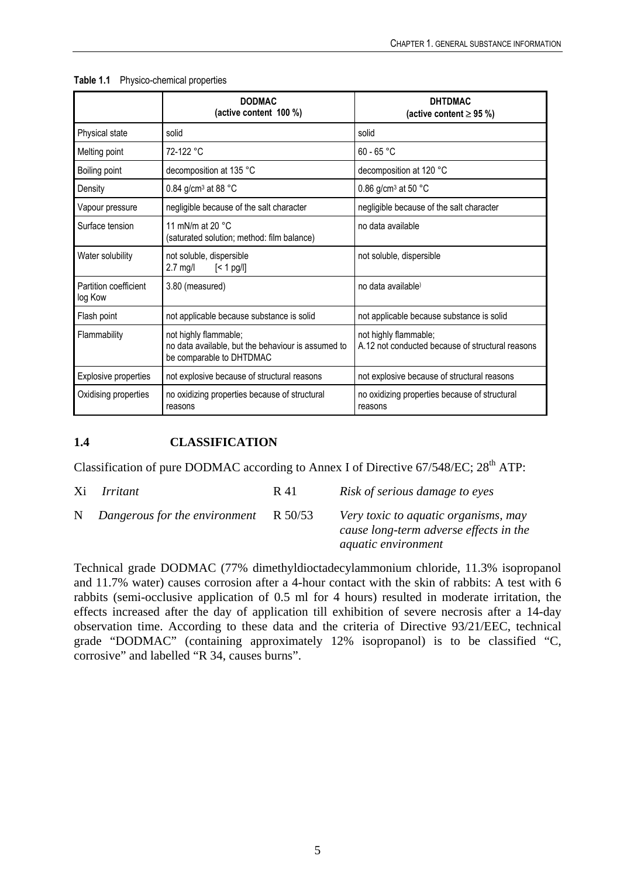**Table 1.1** Physico-chemical properties

| | **DODMAC (active content 100 %)** | **DHTDMAC (active content ≥ 95 %)** |
|---|---|---|
| Physical state | solid | solid |
| Melting point | 72-122 °C | 60 - 65 °C |
| Boiling point | decomposition at 135 °C | decomposition at 120 °C |
| Density | 0.84 g/cm³ at 88 °C | 0.86 g/cm³ at 50 °C |
| Vapour pressure | negligible because of the salt character | negligible because of the salt character |
| Surface tension | 11 mN/m at 20 °C (saturated solution; method: film balance) | no data available |
| Water solubility | not soluble, dispersible 2.7 mg/l [< 1 pg/l] | not soluble, dispersible |
| Partition coefficient log Kow | 3.80 (measured) | no data available) |
| Flash point | not applicable because substance is solid | not applicable because substance is solid |
| Flammability | not highly flammable; no data available, but the behaviour is assumed to be comparable to DHTDMAC | not highly flammable; A.12 not conducted because of structural reasons |
| Explosive properties | not explosive because of structural reasons | not explosive because of structural reasons |
| Oxidising properties | no oxidizing properties because of structural reasons | no oxidizing properties because of structural reasons |

## 1.4 CLASSIFICATION

Classification of pure DODMAC according to Annex I of Directive 67/548/EC; 28th ATP:

| | | | |
|---|---|---|---|
| Xi | *Irritant* | R 41 | *Risk of serious damage to eyes* |
| N | *Dangerous for the environment* | R 50/53 | *Very toxic to aquatic organisms, may cause long-term adverse effects in the aquatic environment* |

Technical grade DODMAC (77% dimethyldioctadecylammonium chloride, 11.3% isopropanol and 11.7% water) causes corrosion after a 4-hour contact with the skin of rabbits: A test with 6 rabbits (semi-occlusive application of 0.5 ml for 4 hours) resulted in moderate irritation, the effects increased after the day of application till exhibition of severe necrosis after a 14-day observation time. According to these data and the criteria of Directive 93/21/EEC, technical grade "DODMAC" (containing approximately 12% isopropanol) is to be classified "C, corrosive" and labelled "R 34, causes burns".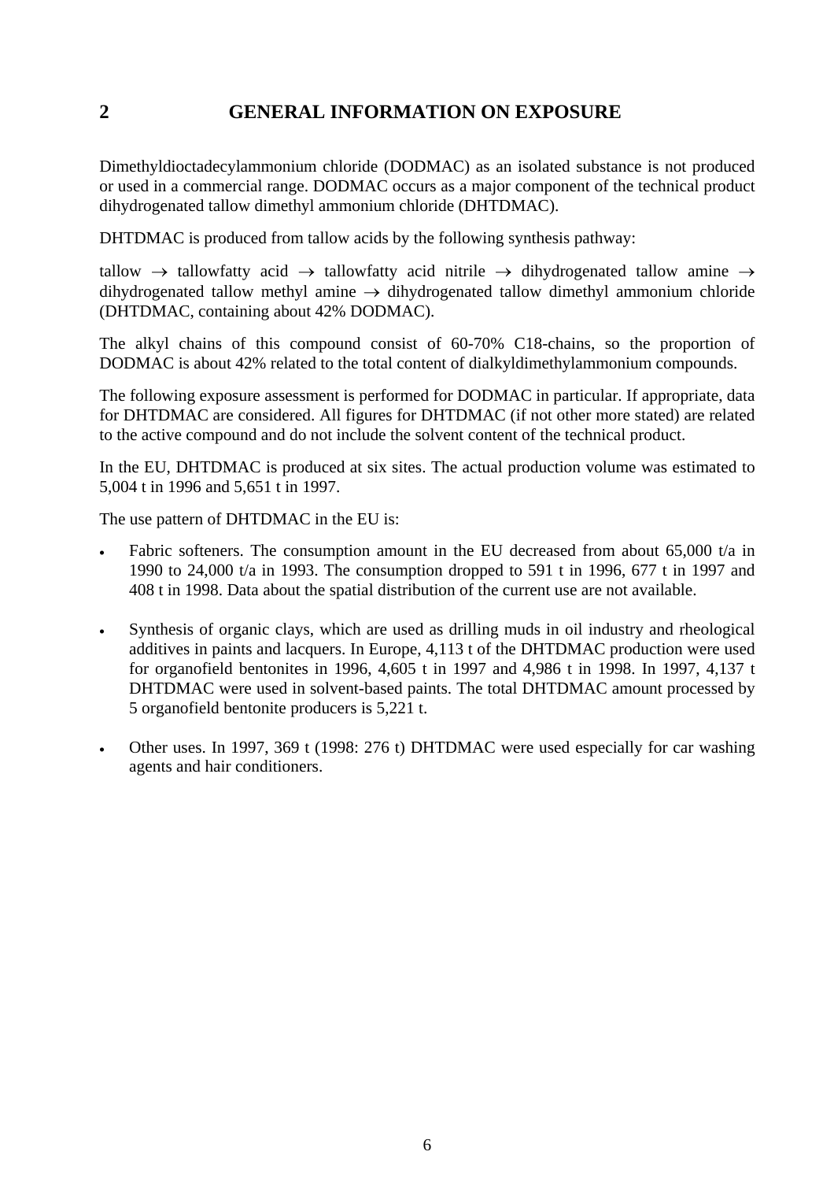# 2 GENERAL INFORMATION ON EXPOSURE

Dimethyldioctadecylammonium chloride (DODMAC) as an isolated substance is not produced or used in a commercial range. DODMAC occurs as a major component of the technical product dihydrogenated tallow dimethyl ammonium chloride (DHTDMAC).

DHTDMAC is produced from tallow acids by the following synthesis pathway:

tallow → tallowfatty acid → tallowfatty acid nitrile → dihydrogenated tallow amine → dihydrogenated tallow methyl amine → dihydrogenated tallow dimethyl ammonium chloride (DHTDMAC, containing about 42% DODMAC).

The alkyl chains of this compound consist of 60-70% C18-chains, so the proportion of DODMAC is about 42% related to the total content of dialkyldimethylammonium compounds.

The following exposure assessment is performed for DODMAC in particular. If appropriate, data for DHTDMAC are considered. All figures for DHTDMAC (if not other more stated) are related to the active compound and do not include the solvent content of the technical product.

In the EU, DHTDMAC is produced at six sites. The actual production volume was estimated to 5,004 t in 1996 and 5,651 t in 1997.

The use pattern of DHTDMAC in the EU is:

- Fabric softeners. The consumption amount in the EU decreased from about 65,000 t/a in 1990 to 24,000 t/a in 1993. The consumption dropped to 591 t in 1996, 677 t in 1997 and 408 t in 1998. Data about the spatial distribution of the current use are not available.

- Synthesis of organic clays, which are used as drilling muds in oil industry and rheological additives in paints and lacquers. In Europe, 4,113 t of the DHTDMAC production were used for organofield bentonites in 1996, 4,605 t in 1997 and 4,986 t in 1998. In 1997, 4,137 t DHTDMAC were used in solvent-based paints. The total DHTDMAC amount processed by 5 organofield bentonite producers is 5,221 t.

- Other uses. In 1997, 369 t (1998: 276 t) DHTDMAC were used especially for car washing agents and hair conditioners.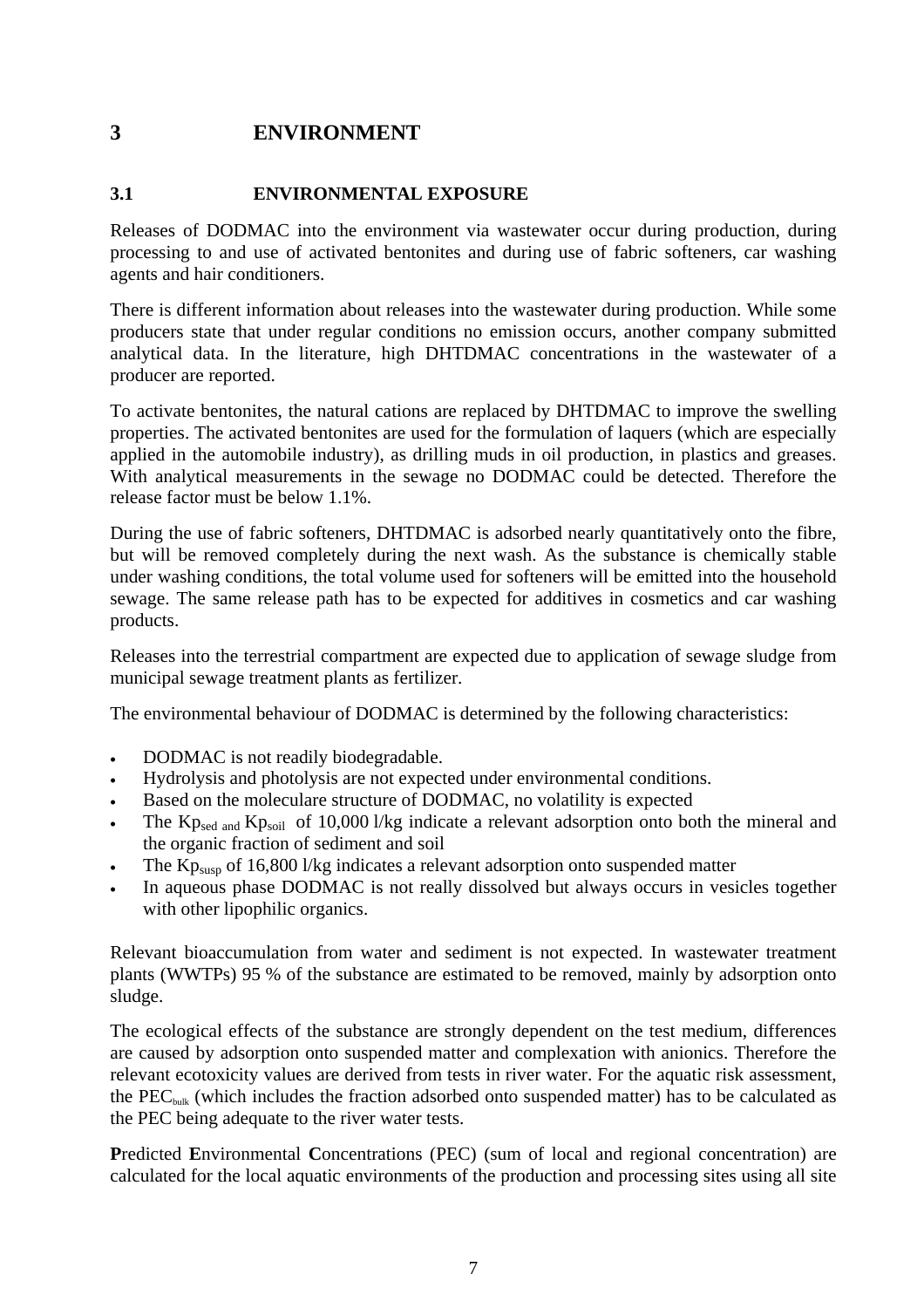# 3 ENVIRONMENT

## 3.1 ENVIRONMENTAL EXPOSURE

Releases of DODMAC into the environment via wastewater occur during production, during processing to and use of activated bentonites and during use of fabric softeners, car washing agents and hair conditioners.

There is different information about releases into the wastewater during production. While some producers state that under regular conditions no emission occurs, another company submitted analytical data. In the literature, high DHTDMAC concentrations in the wastewater of a producer are reported.

To activate bentonites, the natural cations are replaced by DHTDMAC to improve the swelling properties. The activated bentonites are used for the formulation of laquers (which are especially applied in the automobile industry), as drilling muds in oil production, in plastics and greases. With analytical measurements in the sewage no DODMAC could be detected. Therefore the release factor must be below 1.1%.

During the use of fabric softeners, DHTDMAC is adsorbed nearly quantitatively onto the fibre, but will be removed completely during the next wash. As the substance is chemically stable under washing conditions, the total volume used for softeners will be emitted into the household sewage. The same release path has to be expected for additives in cosmetics and car washing products.

Releases into the terrestrial compartment are expected due to application of sewage sludge from municipal sewage treatment plants as fertilizer.

The environmental behaviour of DODMAC is determined by the following characteristics:

- DODMAC is not readily biodegradable.
- Hydrolysis and photolysis are not expected under environmental conditions.
- Based on the moleculare structure of DODMAC, no volatility is expected
- The $Kp_{sed}$ and $Kp_{soil}$ of 10,000 l/kg indicate a relevant adsorption onto both the mineral and the organic fraction of sediment and soil
- The $Kp_{susp}$ of 16,800 l/kg indicates a relevant adsorption onto suspended matter
- In aqueous phase DODMAC is not really dissolved but always occurs in vesicles together with other lipophilic organics.

Relevant bioaccumulation from water and sediment is not expected. In wastewater treatment plants (WWTPs) 95 % of the substance are estimated to be removed, mainly by adsorption onto sludge.

The ecological effects of the substance are strongly dependent on the test medium, differences are caused by adsorption onto suspended matter and complexation with anionics. Therefore the relevant ecotoxicity values are derived from tests in river water. For the aquatic risk assessment, the $PEC_{bulk}$ (which includes the fraction adsorbed onto suspended matter) has to be calculated as the PEC being adequate to the river water tests.

**P**redicted **E**nvironmental **C**oncentrations (PEC) (sum of local and regional concentration) are calculated for the local aquatic environments of the production and processing sites using all site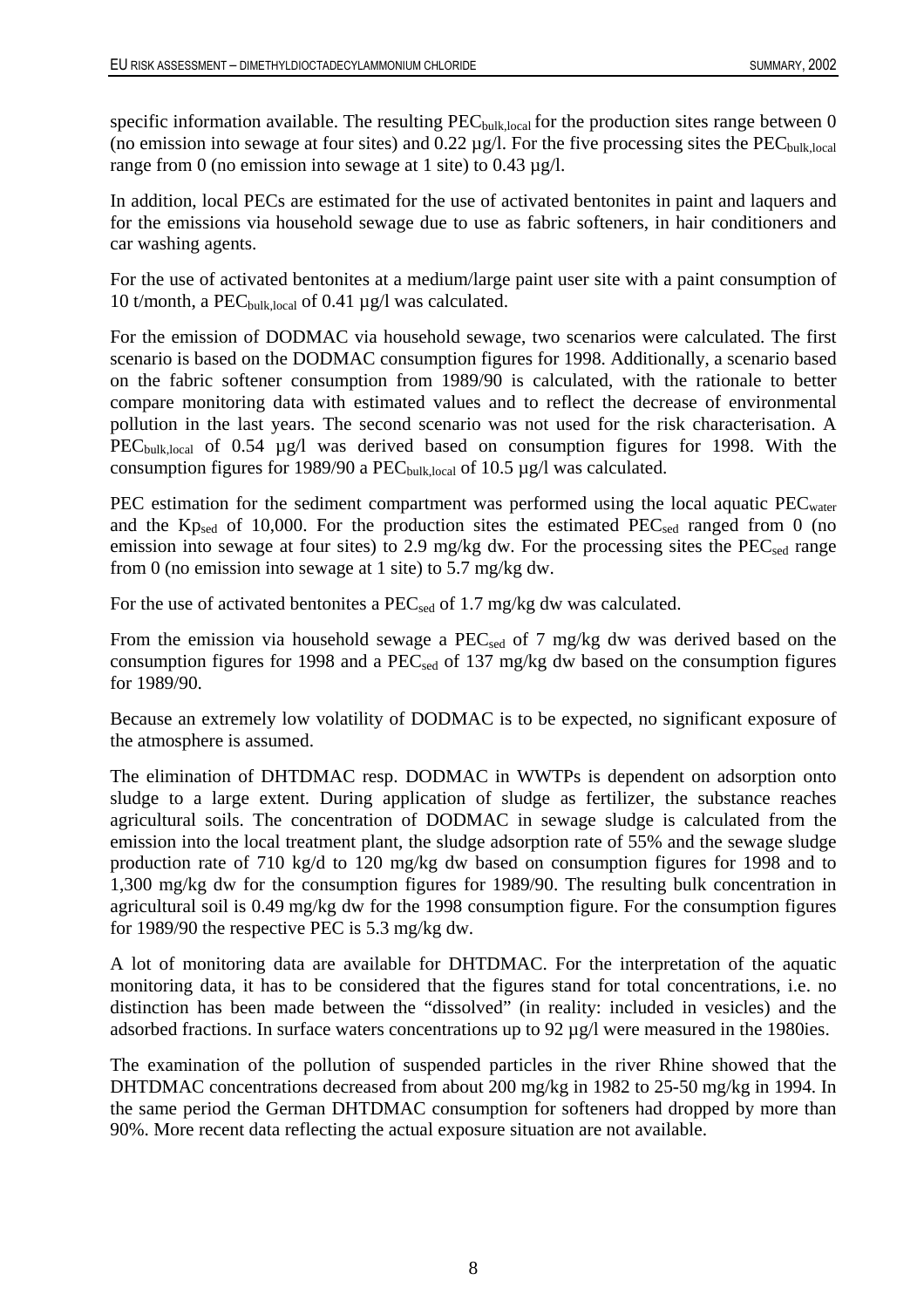specific information available. The resulting $PEC_{bulk,local}$ for the production sites range between 0 (no emission into sewage at four sites) and 0.22 µg/l. For the five processing sites the $PEC_{bulk,local}$ range from 0 (no emission into sewage at 1 site) to 0.43 µg/l.

In addition, local PECs are estimated for the use of activated bentonites in paint and laquers and for the emissions via household sewage due to use as fabric softeners, in hair conditioners and car washing agents.

For the use of activated bentonites at a medium/large paint user site with a paint consumption of 10 t/month, a $PEC_{bulk,local}$ of 0.41 µg/l was calculated.

For the emission of DODMAC via household sewage, two scenarios were calculated. The first scenario is based on the DODMAC consumption figures for 1998. Additionally, a scenario based on the fabric softener consumption from 1989/90 is calculated, with the rationale to better compare monitoring data with estimated values and to reflect the decrease of environmental pollution in the last years. The second scenario was not used for the risk characterisation. A $PEC_{bulk,local}$ of 0.54 µg/l was derived based on consumption figures for 1998. With the consumption figures for 1989/90 a $PEC_{bulk,local}$ of 10.5 µg/l was calculated.

PEC estimation for the sediment compartment was performed using the local aquatic $PEC_{water}$ and the $Kp_{sed}$ of 10,000. For the production sites the estimated $PEC_{sed}$ ranged from 0 (no emission into sewage at four sites) to 2.9 mg/kg dw. For the processing sites the $PEC_{sed}$ range from 0 (no emission into sewage at 1 site) to 5.7 mg/kg dw.

For the use of activated bentonites a $PEC_{sed}$ of 1.7 mg/kg dw was calculated.

From the emission via household sewage a $PEC_{sed}$ of 7 mg/kg dw was derived based on the consumption figures for 1998 and a $PEC_{sed}$ of 137 mg/kg dw based on the consumption figures for 1989/90.

Because an extremely low volatility of DODMAC is to be expected, no significant exposure of the atmosphere is assumed.

The elimination of DHTDMAC resp. DODMAC in WWTPs is dependent on adsorption onto sludge to a large extent. During application of sludge as fertilizer, the substance reaches agricultural soils. The concentration of DODMAC in sewage sludge is calculated from the emission into the local treatment plant, the sludge adsorption rate of 55% and the sewage sludge production rate of 710 kg/d to 120 mg/kg dw based on consumption figures for 1998 and to 1,300 mg/kg dw for the consumption figures for 1989/90. The resulting bulk concentration in agricultural soil is 0.49 mg/kg dw for the 1998 consumption figure. For the consumption figures for 1989/90 the respective PEC is 5.3 mg/kg dw.

A lot of monitoring data are available for DHTDMAC. For the interpretation of the aquatic monitoring data, it has to be considered that the figures stand for total concentrations, i.e. no distinction has been made between the "dissolved" (in reality: included in vesicles) and the adsorbed fractions. In surface waters concentrations up to 92 µg/l were measured in the 1980ies.

The examination of the pollution of suspended particles in the river Rhine showed that the DHTDMAC concentrations decreased from about 200 mg/kg in 1982 to 25-50 mg/kg in 1994. In the same period the German DHTDMAC consumption for softeners had dropped by more than 90%. More recent data reflecting the actual exposure situation are not available.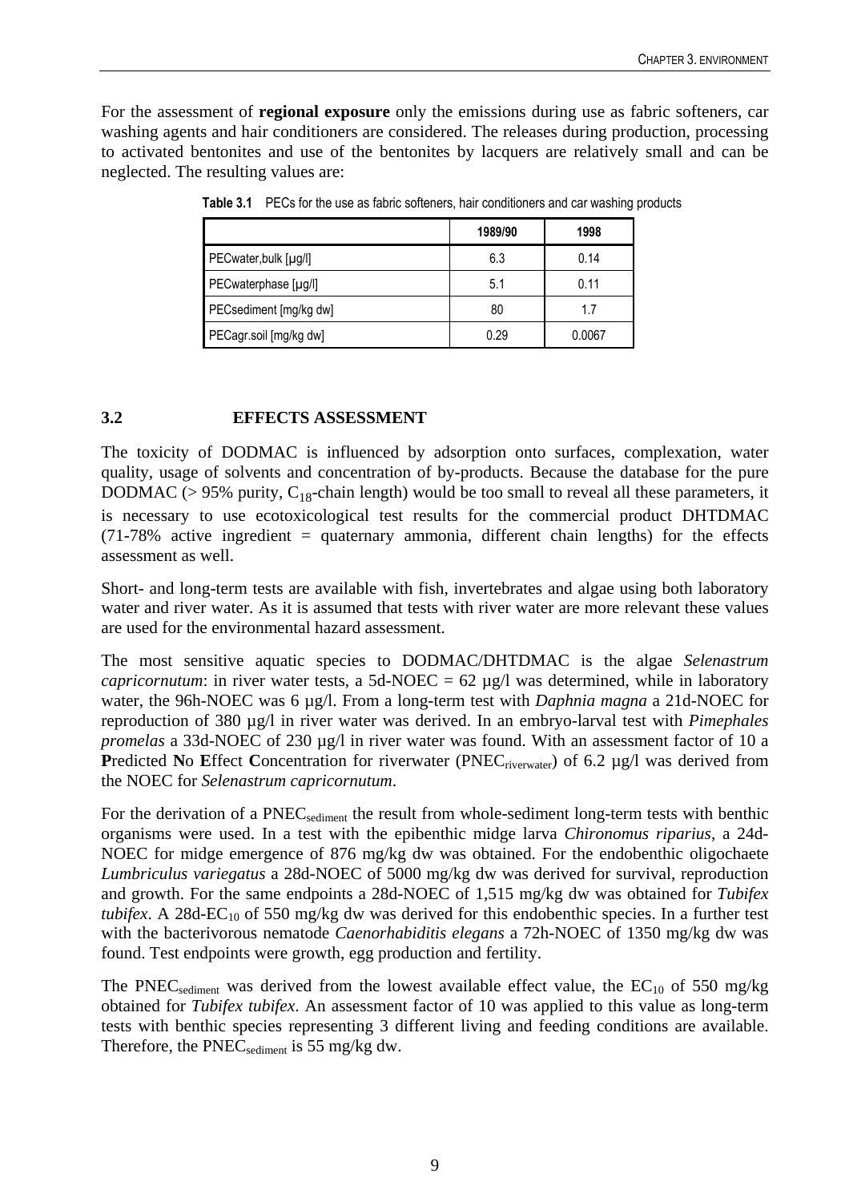For the assessment of **regional exposure** only the emissions during use as fabric softeners, car washing agents and hair conditioners are considered. The releases during production, processing to activated bentonites and use of the bentonites by lacquers are relatively small and can be neglected. The resulting values are:

**Table 3.1** PECs for the use as fabric softeners, hair conditioners and car washing products

| | 1989/90 | 1998 |
|---|---|---|
| PECwater,bulk [µg/l] | 6.3 | 0.14 |
| PECwaterphase [µg/l] | 5.1 | 0.11 |
| PECsediment [mg/kg dw] | 80 | 1.7 |
| PECagr.soil [mg/kg dw] | 0.29 | 0.0067 |

## 3.2 EFFECTS ASSESSMENT

The toxicity of DODMAC is influenced by adsorption onto surfaces, complexation, water quality, usage of solvents and concentration of by-products. Because the database for the pure DODMAC (> 95% purity, $C_{18}$-chain length) would be too small to reveal all these parameters, it is necessary to use ecotoxicological test results for the commercial product DHTDMAC (71-78% active ingredient = quaternary ammonia, different chain lengths) for the effects assessment as well.

Short- and long-term tests are available with fish, invertebrates and algae using both laboratory water and river water. As it is assumed that tests with river water are more relevant these values are used for the environmental hazard assessment.

The most sensitive aquatic species to DODMAC/DHTDMAC is the algae *Selenastrum capricornutum*: in river water tests, a 5d-NOEC = 62 µg/l was determined, while in laboratory water, the 96h-NOEC was 6 µg/l. From a long-term test with *Daphnia magna* a 21d-NOEC for reproduction of 380 µg/l in river water was derived. In an embryo-larval test with *Pimephales promelas* a 33d-NOEC of 230 µg/l in river water was found. With an assessment factor of 10 a **P**redicted **N**o **E**ffect **C**oncentration for riverwater ($PNEC_{riverwater}$) of 6.2 µg/l was derived from the NOEC for *Selenastrum capricornutum*.

For the derivation of a $PNEC_{sediment}$ the result from whole-sediment long-term tests with benthic organisms were used. In a test with the epibenthic midge larva *Chironomus riparius*, a 24d-NOEC for midge emergence of 876 mg/kg dw was obtained. For the endobenthic oligochaete *Lumbriculus variegatus* a 28d-NOEC of 5000 mg/kg dw was derived for survival, reproduction and growth. For the same endpoints a 28d-NOEC of 1,515 mg/kg dw was obtained for *Tubifex tubifex*. A 28d-$EC_{10}$ of 550 mg/kg dw was derived for this endobenthic species. In a further test with the bacterivorous nematode *Caenorhabiditis elegans* a 72h-NOEC of 1350 mg/kg dw was found. Test endpoints were growth, egg production and fertility.

The $PNEC_{sediment}$ was derived from the lowest available effect value, the $EC_{10}$ of 550 mg/kg obtained for *Tubifex tubifex*. An assessment factor of 10 was applied to this value as long-term tests with benthic species representing 3 different living and feeding conditions are available. Therefore, the $PNEC_{sediment}$ is 55 mg/kg dw.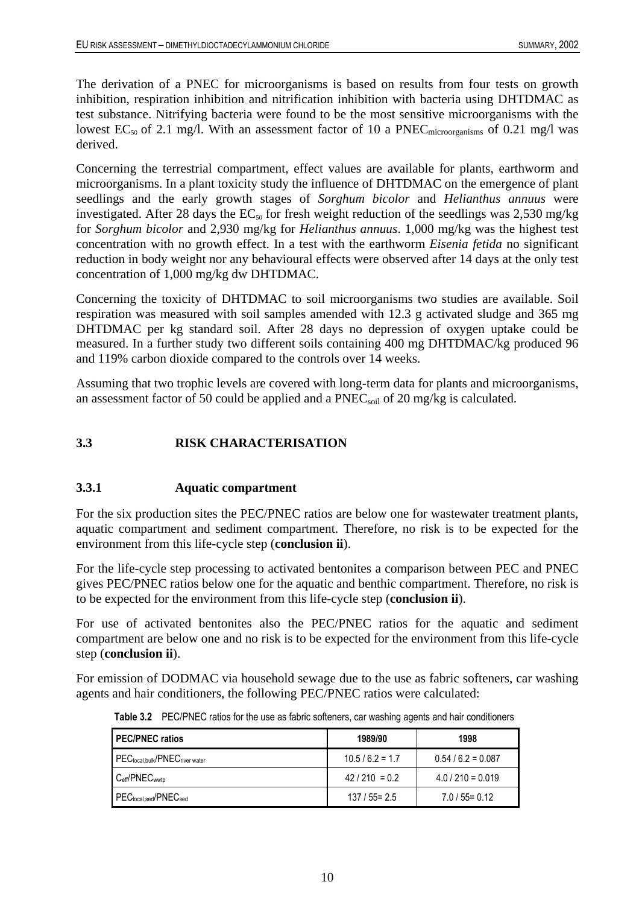The derivation of a PNEC for microorganisms is based on results from four tests on growth inhibition, respiration inhibition and nitrification inhibition with bacteria using DHTDMAC as test substance. Nitrifying bacteria were found to be the most sensitive microorganisms with the lowest $EC_{50}$ of 2.1 mg/l. With an assessment factor of 10 a $PNEC_{microorganisms}$ of 0.21 mg/l was derived.

Concerning the terrestrial compartment, effect values are available for plants, earthworm and microorganisms. In a plant toxicity study the influence of DHTDMAC on the emergence of plant seedlings and the early growth stages of *Sorghum bicolor* and *Helianthus annuus* were investigated. After 28 days the $EC_{50}$ for fresh weight reduction of the seedlings was 2,530 mg/kg for *Sorghum bicolor* and 2,930 mg/kg for *Helianthus annuus*. 1,000 mg/kg was the highest test concentration with no growth effect. In a test with the earthworm *Eisenia fetida* no significant reduction in body weight nor any behavioural effects were observed after 14 days at the only test concentration of 1,000 mg/kg dw DHTDMAC.

Concerning the toxicity of DHTDMAC to soil microorganisms two studies are available. Soil respiration was measured with soil samples amended with 12.3 g activated sludge and 365 mg DHTDMAC per kg standard soil. After 28 days no depression of oxygen uptake could be measured. In a further study two different soils containing 400 mg DHTDMAC/kg produced 96 and 119% carbon dioxide compared to the controls over 14 weeks.

Assuming that two trophic levels are covered with long-term data for plants and microorganisms, an assessment factor of 50 could be applied and a $PNEC_{soil}$ of 20 mg/kg is calculated.

## 3.3 RISK CHARACTERISATION

### 3.3.1 Aquatic compartment

For the six production sites the PEC/PNEC ratios are below one for wastewater treatment plants, aquatic compartment and sediment compartment. Therefore, no risk is to be expected for the environment from this life-cycle step (**conclusion ii**).

For the life-cycle step processing to activated bentonites a comparison between PEC and PNEC gives PEC/PNEC ratios below one for the aquatic and benthic compartment. Therefore, no risk is to be expected for the environment from this life-cycle step (**conclusion ii**).

For use of activated bentonites also the PEC/PNEC ratios for the aquatic and sediment compartment are below one and no risk is to be expected for the environment from this life-cycle step (**conclusion ii**).

For emission of DODMAC via household sewage due to the use as fabric softeners, car washing agents and hair conditioners, the following PEC/PNEC ratios were calculated:

**Table 3.2** PEC/PNEC ratios for the use as fabric softeners, car washing agents and hair conditioners

| PEC/PNEC ratios | 1989/90 | 1998 |
|---|---|---|
| $PEC_{local,bulk}/PNEC_{river\ water}$ | 10.5 / 6.2 = 1.7 | 0.54 / 6.2 = 0.087 |
| $C_{eff}/PNEC_{wwtp}$ | 42 / 210 = 0.2 | 4.0 / 210 = 0.019 |
| $PEC_{local,sed}/PNEC_{sed}$ | 137 / 55= 2.5 | 7.0 / 55= 0.12 |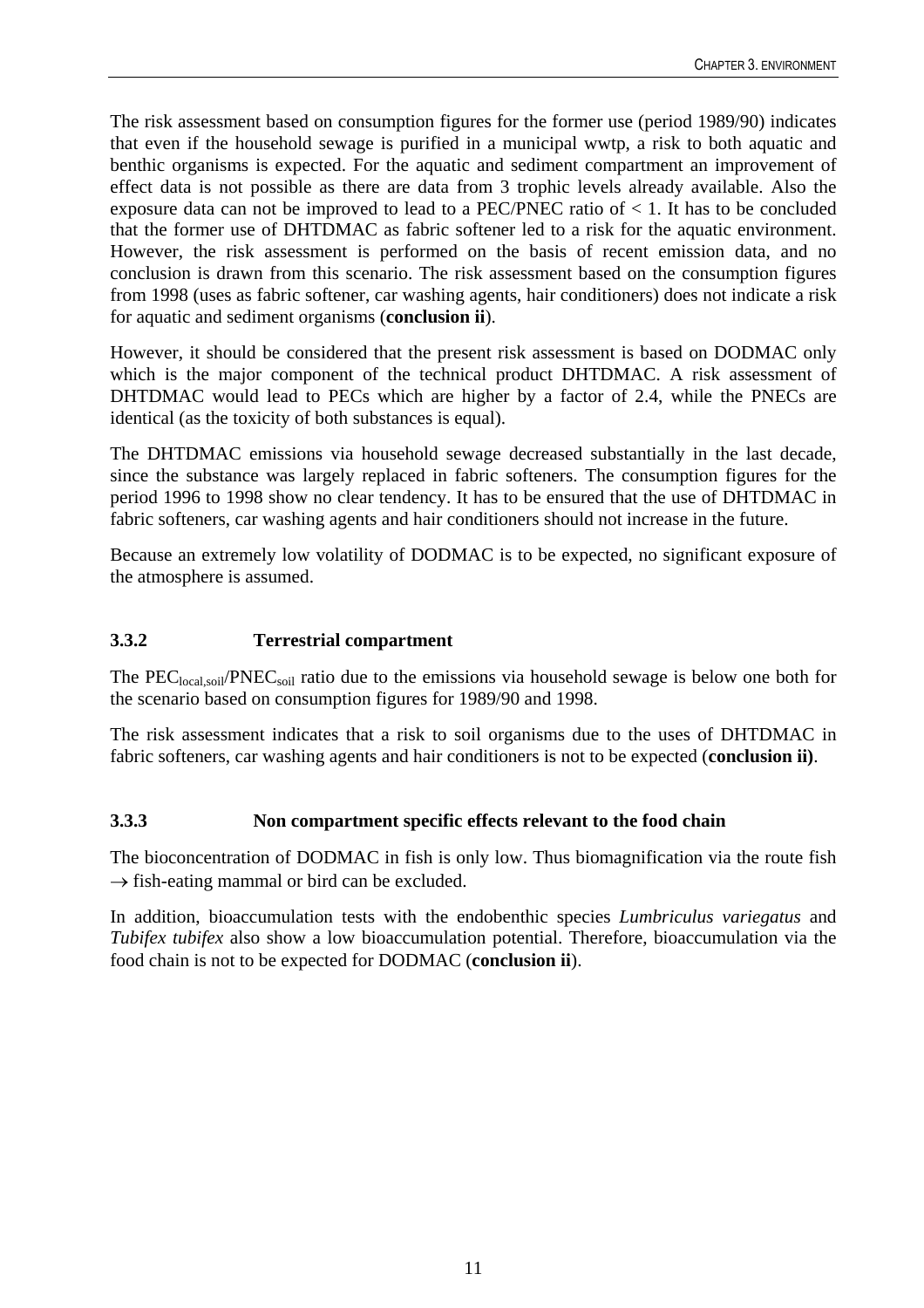The risk assessment based on consumption figures for the former use (period 1989/90) indicates that even if the household sewage is purified in a municipal wwtp, a risk to both aquatic and benthic organisms is expected. For the aquatic and sediment compartment an improvement of effect data is not possible as there are data from 3 trophic levels already available. Also the exposure data can not be improved to lead to a PEC/PNEC ratio of $< 1$. It has to be concluded that the former use of DHTDMAC as fabric softener led to a risk for the aquatic environment. However, the risk assessment is performed on the basis of recent emission data, and no conclusion is drawn from this scenario. The risk assessment based on the consumption figures from 1998 (uses as fabric softener, car washing agents, hair conditioners) does not indicate a risk for aquatic and sediment organisms (**conclusion ii**).

However, it should be considered that the present risk assessment is based on DODMAC only which is the major component of the technical product DHTDMAC. A risk assessment of DHTDMAC would lead to PECs which are higher by a factor of 2.4, while the PNECs are identical (as the toxicity of both substances is equal).

The DHTDMAC emissions via household sewage decreased substantially in the last decade, since the substance was largely replaced in fabric softeners. The consumption figures for the period 1996 to 1998 show no clear tendency. It has to be ensured that the use of DHTDMAC in fabric softeners, car washing agents and hair conditioners should not increase in the future.

Because an extremely low volatility of DODMAC is to be expected, no significant exposure of the atmosphere is assumed.

### 3.3.2 Terrestrial compartment

The $PEC_{local,soil}/PNEC_{soil}$ ratio due to the emissions via household sewage is below one both for the scenario based on consumption figures for 1989/90 and 1998.

The risk assessment indicates that a risk to soil organisms due to the uses of DHTDMAC in fabric softeners, car washing agents and hair conditioners is not to be expected (**conclusion ii)**.

### 3.3.3 Non compartment specific effects relevant to the food chain

The bioconcentration of DODMAC in fish is only low. Thus biomagnification via the route fish $\rightarrow$ fish-eating mammal or bird can be excluded.

In addition, bioaccumulation tests with the endobenthic species *Lumbriculus variegatus* and *Tubifex tubifex* also show a low bioaccumulation potential. Therefore, bioaccumulation via the food chain is not to be expected for DODMAC (**conclusion ii**).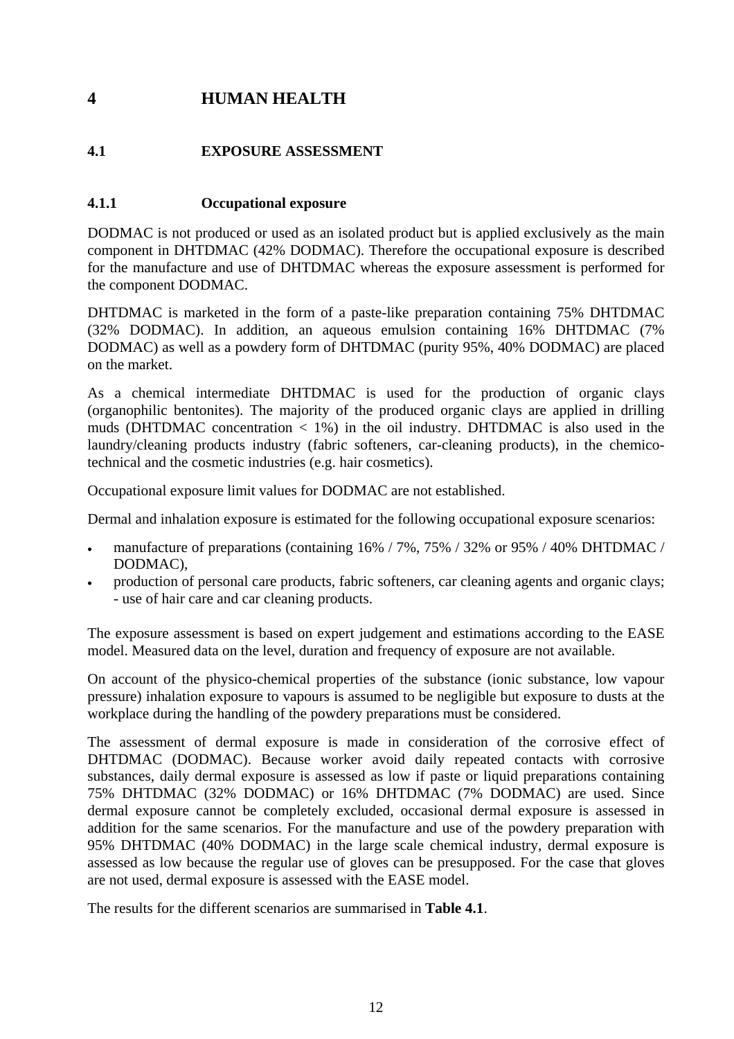# 4 HUMAN HEALTH

## 4.1 EXPOSURE ASSESSMENT

### 4.1.1 Occupational exposure

DODMAC is not produced or used as an isolated product but is applied exclusively as the main component in DHTDMAC (42% DODMAC). Therefore the occupational exposure is described for the manufacture and use of DHTDMAC whereas the exposure assessment is performed for the component DODMAC.

DHTDMAC is marketed in the form of a paste-like preparation containing 75% DHTDMAC (32% DODMAC). In addition, an aqueous emulsion containing 16% DHTDMAC (7% DODMAC) as well as a powdery form of DHTDMAC (purity 95%, 40% DODMAC) are placed on the market.

As a chemical intermediate DHTDMAC is used for the production of organic clays (organophilic bentonites). The majority of the produced organic clays are applied in drilling muds (DHTDMAC concentration < 1%) in the oil industry. DHTDMAC is also used in the laundry/cleaning products industry (fabric softeners, car-cleaning products), in the chemico-technical and the cosmetic industries (e.g. hair cosmetics).

Occupational exposure limit values for DODMAC are not established.

Dermal and inhalation exposure is estimated for the following occupational exposure scenarios:

- manufacture of preparations (containing 16% / 7%, 75% / 32% or 95% / 40% DHTDMAC / DODMAC),
- production of personal care products, fabric softeners, car cleaning agents and organic clays; - use of hair care and car cleaning products.

The exposure assessment is based on expert judgement and estimations according to the EASE model. Measured data on the level, duration and frequency of exposure are not available.

On account of the physico-chemical properties of the substance (ionic substance, low vapour pressure) inhalation exposure to vapours is assumed to be negligible but exposure to dusts at the workplace during the handling of the powdery preparations must be considered.

The assessment of dermal exposure is made in consideration of the corrosive effect of DHTDMAC (DODMAC). Because worker avoid daily repeated contacts with corrosive substances, daily dermal exposure is assessed as low if paste or liquid preparations containing 75% DHTDMAC (32% DODMAC) or 16% DHTDMAC (7% DODMAC) are used. Since dermal exposure cannot be completely excluded, occasional dermal exposure is assessed in addition for the same scenarios. For the manufacture and use of the powdery preparation with 95% DHTDMAC (40% DODMAC) in the large scale chemical industry, dermal exposure is assessed as low because the regular use of gloves can be presupposed. For the case that gloves are not used, dermal exposure is assessed with the EASE model.

The results for the different scenarios are summarised in **Table 4.1**.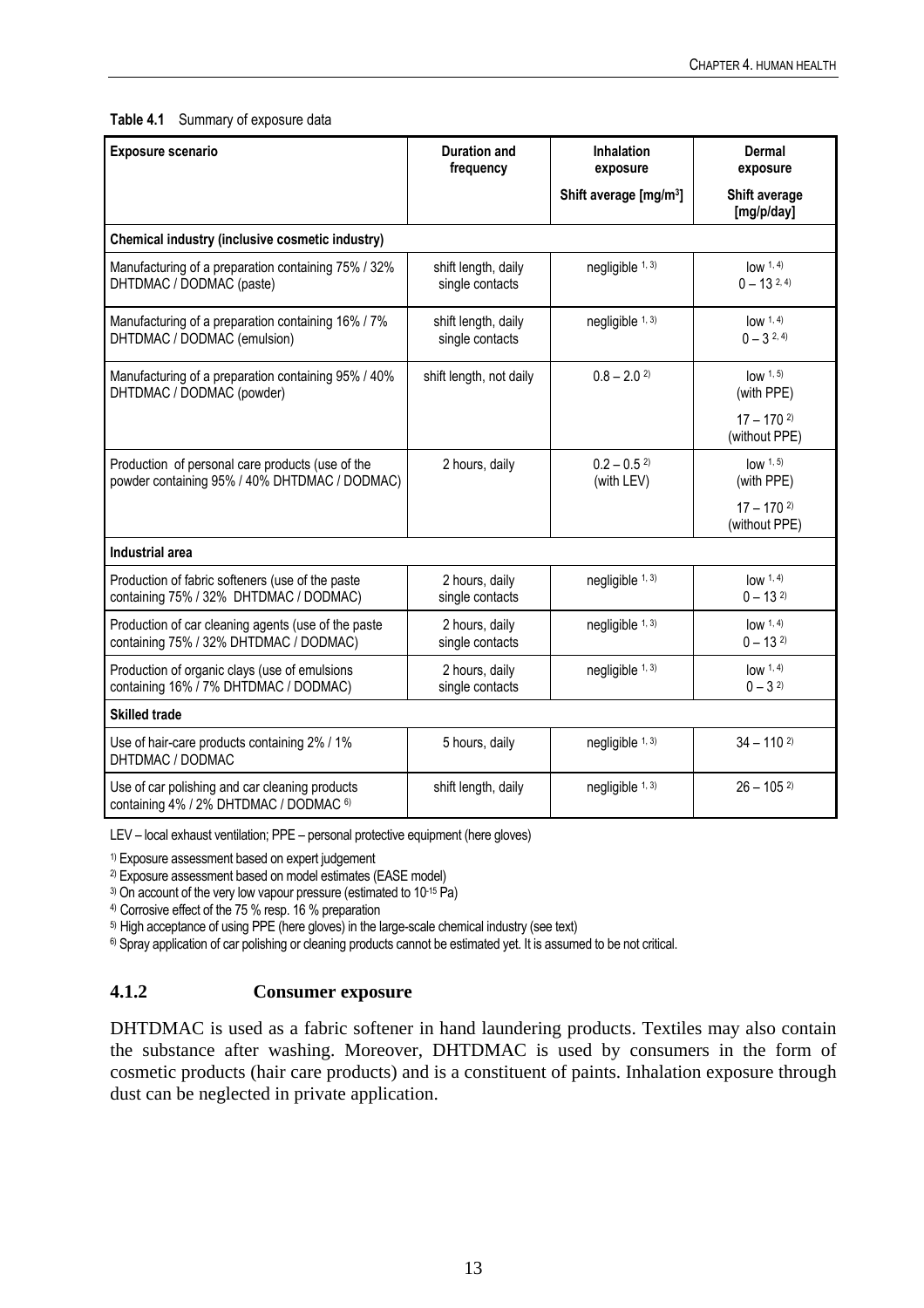**Table 4.1** Summary of exposure data

| Exposure scenario | Duration and frequency | Inhalation exposure | Dermal exposure |
|---|---|---|---|
| | | Shift average [mg/m³] | Shift average [mg/p/day] |
| **Chemical industry (inclusive cosmetic industry)** | | | |
| Manufacturing of a preparation containing 75% / 32% DHTDMAC / DODMAC (paste) | shift length, daily single contacts | negligible [1, 3] | low [1, 4]<br>0 – 13 [2, 4] |
| Manufacturing of a preparation containing 16% / 7% DHTDMAC / DODMAC (emulsion) | shift length, daily single contacts | negligible [1, 3] | low [1, 4]<br>0 – 3 [2, 4] |
| Manufacturing of a preparation containing 95% / 40% DHTDMAC / DODMAC (powder) | shift length, not daily | 0.8 – 2.0 [2] | low [1, 5] (with PPE)<br>17 – 170 [2] (without PPE) |
| Production of personal care products (use of the powder containing 95% / 40% DHTDMAC / DODMAC) | 2 hours, daily | 0.2 – 0.5 [2] (with LEV) | low [1, 5] (with PPE)<br>17 – 170 [2] (without PPE) |
| **Industrial area** | | | |
| Production of fabric softeners (use of the paste containing 75% / 32% DHTDMAC / DODMAC) | 2 hours, daily single contacts | negligible [1, 3] | low [1, 4]<br>0 – 13 [2] |
| Production of car cleaning agents (use of the paste containing 75% / 32% DHTDMAC / DODMAC) | 2 hours, daily single contacts | negligible [1, 3] | low [1, 4]<br>0 – 13 [2] |
| Production of organic clays (use of emulsions containing 16% / 7% DHTDMAC / DODMAC) | 2 hours, daily single contacts | negligible [1, 3] | low [1, 4]<br>0 – 3 [2] |
| **Skilled trade** | | | |
| Use of hair-care products containing 2% / 1% DHTDMAC / DODMAC | 5 hours, daily | negligible [1, 3] | 34 – 110 [2] |
| Use of car polishing and car cleaning products containing 4% / 2% DHTDMAC / DODMAC [6] | shift length, daily | negligible [1, 3] | 26 – 105 [2] |

LEV – local exhaust ventilation; PPE – personal protective equipment (here gloves)

[1] Exposure assessment based on expert judgement

[2] Exposure assessment based on model estimates (EASE model)

[3] On account of the very low vapour pressure (estimated to $10^{-15}$ Pa)

[4] Corrosive effect of the 75 % resp. 16 % preparation

[5] High acceptance of using PPE (here gloves) in the large-scale chemical industry (see text)

[6] Spray application of car polishing or cleaning products cannot be estimated yet. It is assumed to be not critical.

### 4.1.2 Consumer exposure

DHTDMAC is used as a fabric softener in hand laundering products. Textiles may also contain the substance after washing. Moreover, DHTDMAC is used by consumers in the form of cosmetic products (hair care products) and is a constituent of paints. Inhalation exposure through dust can be neglected in private application.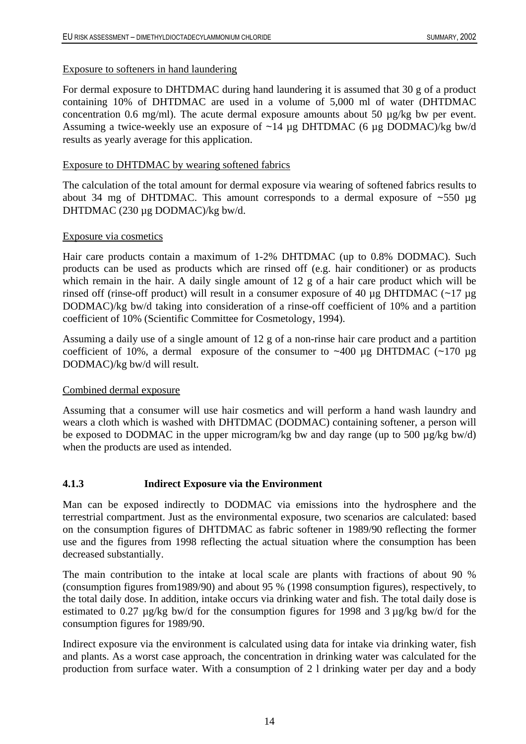Exposure to softeners in hand laundering

For dermal exposure to DHTDMAC during hand laundering it is assumed that 30 g of a product containing 10% of DHTDMAC are used in a volume of 5,000 ml of water (DHTDMAC concentration 0.6 mg/ml). The acute dermal exposure amounts about 50 µg/kg bw per event. Assuming a twice-weekly use an exposure of ~14 µg DHTDMAC (6 µg DODMAC)/kg bw/d results as yearly average for this application.

Exposure to DHTDMAC by wearing softened fabrics

The calculation of the total amount for dermal exposure via wearing of softened fabrics results to about 34 mg of DHTDMAC. This amount corresponds to a dermal exposure of ~550 µg DHTDMAC (230 µg DODMAC)/kg bw/d.

Exposure via cosmetics

Hair care products contain a maximum of 1-2% DHTDMAC (up to 0.8% DODMAC). Such products can be used as products which are rinsed off (e.g. hair conditioner) or as products which remain in the hair. A daily single amount of 12 g of a hair care product which will be rinsed off (rinse-off product) will result in a consumer exposure of 40 µg DHTDMAC (~17 µg DODMAC)/kg bw/d taking into consideration of a rinse-off coefficient of 10% and a partition coefficient of 10% (Scientific Committee for Cosmetology, 1994).

Assuming a daily use of a single amount of 12 g of a non-rinse hair care product and a partition coefficient of 10%, a dermal exposure of the consumer to ~400 µg DHTDMAC (~170 µg DODMAC)/kg bw/d will result.

Combined dermal exposure

Assuming that a consumer will use hair cosmetics and will perform a hand wash laundry and wears a cloth which is washed with DHTDMAC (DODMAC) containing softener, a person will be exposed to DODMAC in the upper microgram/kg bw and day range (up to 500 µg/kg bw/d) when the products are used as intended.

### 4.1.3 Indirect Exposure via the Environment

Man can be exposed indirectly to DODMAC via emissions into the hydrosphere and the terrestrial compartment. Just as the environmental exposure, two scenarios are calculated: based on the consumption figures of DHTDMAC as fabric softener in 1989/90 reflecting the former use and the figures from 1998 reflecting the actual situation where the consumption has been decreased substantially.

The main contribution to the intake at local scale are plants with fractions of about 90 % (consumption figures from1989/90) and about 95 % (1998 consumption figures), respectively, to the total daily dose. In addition, intake occurs via drinking water and fish. The total daily dose is estimated to 0.27 µg/kg bw/d for the consumption figures for 1998 and 3 µg/kg bw/d for the consumption figures for 1989/90.

Indirect exposure via the environment is calculated using data for intake via drinking water, fish and plants. As a worst case approach, the concentration in drinking water was calculated for the production from surface water. With a consumption of 2 l drinking water per day and a body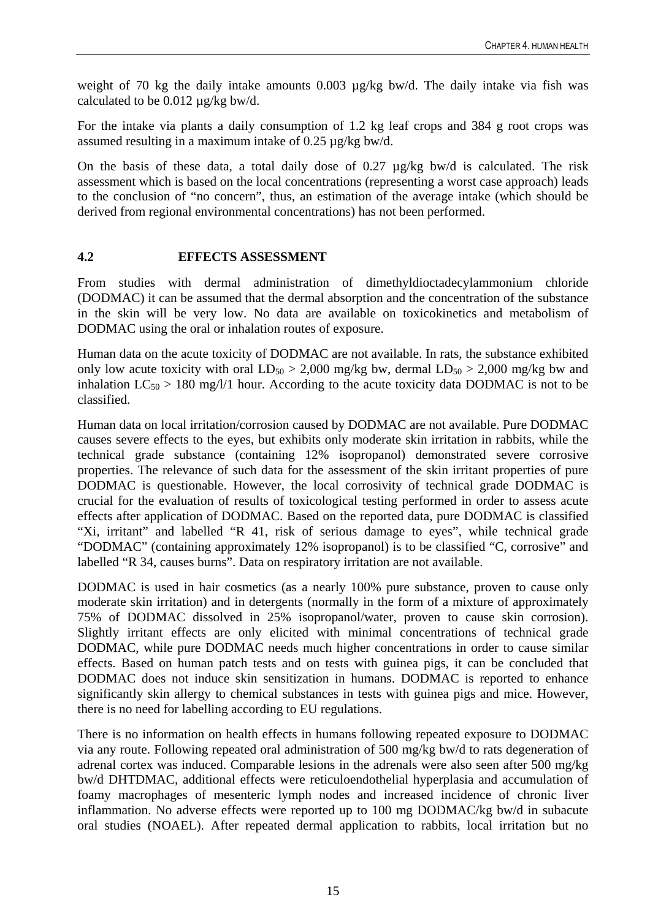weight of 70 kg the daily intake amounts 0.003 µg/kg bw/d. The daily intake via fish was calculated to be 0.012 µg/kg bw/d.

For the intake via plants a daily consumption of 1.2 kg leaf crops and 384 g root crops was assumed resulting in a maximum intake of 0.25 µg/kg bw/d.

On the basis of these data, a total daily dose of 0.27 µg/kg bw/d is calculated. The risk assessment which is based on the local concentrations (representing a worst case approach) leads to the conclusion of "no concern", thus, an estimation of the average intake (which should be derived from regional environmental concentrations) has not been performed.

## 4.2 EFFECTS ASSESSMENT

From studies with dermal administration of dimethyldioctadecylammonium chloride (DODMAC) it can be assumed that the dermal absorption and the concentration of the substance in the skin will be very low. No data are available on toxicokinetics and metabolism of DODMAC using the oral or inhalation routes of exposure.

Human data on the acute toxicity of DODMAC are not available. In rats, the substance exhibited only low acute toxicity with oral $LD_{50}$ > 2,000 mg/kg bw, dermal $LD_{50}$ > 2,000 mg/kg bw and inhalation $LC_{50}$ > 180 mg/l/1 hour. According to the acute toxicity data DODMAC is not to be classified.

Human data on local irritation/corrosion caused by DODMAC are not available. Pure DODMAC causes severe effects to the eyes, but exhibits only moderate skin irritation in rabbits, while the technical grade substance (containing 12% isopropanol) demonstrated severe corrosive properties. The relevance of such data for the assessment of the skin irritant properties of pure DODMAC is questionable. However, the local corrosivity of technical grade DODMAC is crucial for the evaluation of results of toxicological testing performed in order to assess acute effects after application of DODMAC. Based on the reported data, pure DODMAC is classified "Xi, irritant" and labelled "R 41, risk of serious damage to eyes", while technical grade "DODMAC" (containing approximately 12% isopropanol) is to be classified "C, corrosive" and labelled "R 34, causes burns". Data on respiratory irritation are not available.

DODMAC is used in hair cosmetics (as a nearly 100% pure substance, proven to cause only moderate skin irritation) and in detergents (normally in the form of a mixture of approximately 75% of DODMAC dissolved in 25% isopropanol/water, proven to cause skin corrosion). Slightly irritant effects are only elicited with minimal concentrations of technical grade DODMAC, while pure DODMAC needs much higher concentrations in order to cause similar effects. Based on human patch tests and on tests with guinea pigs, it can be concluded that DODMAC does not induce skin sensitization in humans. DODMAC is reported to enhance significantly skin allergy to chemical substances in tests with guinea pigs and mice. However, there is no need for labelling according to EU regulations.

There is no information on health effects in humans following repeated exposure to DODMAC via any route. Following repeated oral administration of 500 mg/kg bw/d to rats degeneration of adrenal cortex was induced. Comparable lesions in the adrenals were also seen after 500 mg/kg bw/d DHTDMAC, additional effects were reticuloendothelial hyperplasia and accumulation of foamy macrophages of mesenteric lymph nodes and increased incidence of chronic liver inflammation. No adverse effects were reported up to 100 mg DODMAC/kg bw/d in subacute oral studies (NOAEL). After repeated dermal application to rabbits, local irritation but no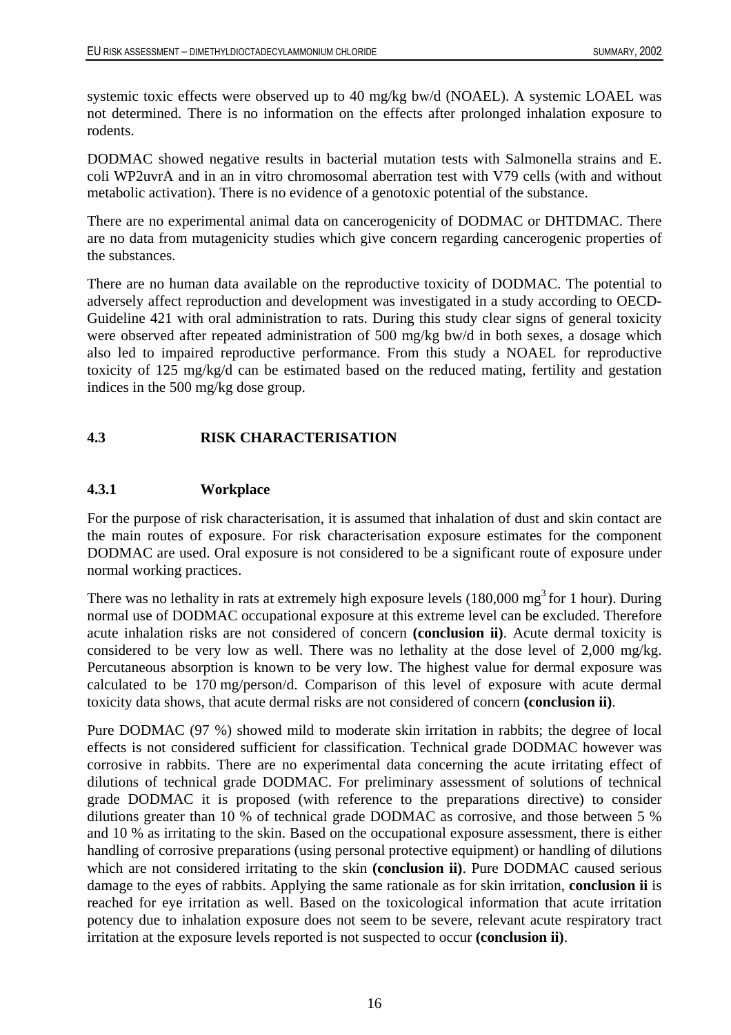systemic toxic effects were observed up to 40 mg/kg bw/d (NOAEL). A systemic LOAEL was not determined. There is no information on the effects after prolonged inhalation exposure to rodents.

DODMAC showed negative results in bacterial mutation tests with Salmonella strains and E. coli WP2uvrA and in an in vitro chromosomal aberration test with V79 cells (with and without metabolic activation). There is no evidence of a genotoxic potential of the substance.

There are no experimental animal data on cancerogenicity of DODMAC or DHTDMAC. There are no data from mutagenicity studies which give concern regarding cancerogenic properties of the substances.

There are no human data available on the reproductive toxicity of DODMAC. The potential to adversely affect reproduction and development was investigated in a study according to OECD-Guideline 421 with oral administration to rats. During this study clear signs of general toxicity were observed after repeated administration of 500 mg/kg bw/d in both sexes, a dosage which also led to impaired reproductive performance. From this study a NOAEL for reproductive toxicity of 125 mg/kg/d can be estimated based on the reduced mating, fertility and gestation indices in the 500 mg/kg dose group.

## 4.3 RISK CHARACTERISATION

### 4.3.1 Workplace

For the purpose of risk characterisation, it is assumed that inhalation of dust and skin contact are the main routes of exposure. For risk characterisation exposure estimates for the component DODMAC are used. Oral exposure is not considered to be a significant route of exposure under normal working practices.

There was no lethality in rats at extremely high exposure levels (180,000 $mg^3$ for 1 hour). During normal use of DODMAC occupational exposure at this extreme level can be excluded. Therefore acute inhalation risks are not considered of concern **(conclusion ii)**. Acute dermal toxicity is considered to be very low as well. There was no lethality at the dose level of 2,000 mg/kg. Percutaneous absorption is known to be very low. The highest value for dermal exposure was calculated to be 170 mg/person/d. Comparison of this level of exposure with acute dermal toxicity data shows, that acute dermal risks are not considered of concern **(conclusion ii)**.

Pure DODMAC (97 %) showed mild to moderate skin irritation in rabbits; the degree of local effects is not considered sufficient for classification. Technical grade DODMAC however was corrosive in rabbits. There are no experimental data concerning the acute irritating effect of dilutions of technical grade DODMAC. For preliminary assessment of solutions of technical grade DODMAC it is proposed (with reference to the preparations directive) to consider dilutions greater than 10 % of technical grade DODMAC as corrosive, and those between 5 % and 10 % as irritating to the skin. Based on the occupational exposure assessment, there is either handling of corrosive preparations (using personal protective equipment) or handling of dilutions which are not considered irritating to the skin **(conclusion ii)**. Pure DODMAC caused serious damage to the eyes of rabbits. Applying the same rationale as for skin irritation, **conclusion ii** is reached for eye irritation as well. Based on the toxicological information that acute irritation potency due to inhalation exposure does not seem to be severe, relevant acute respiratory tract irritation at the exposure levels reported is not suspected to occur **(conclusion ii)**.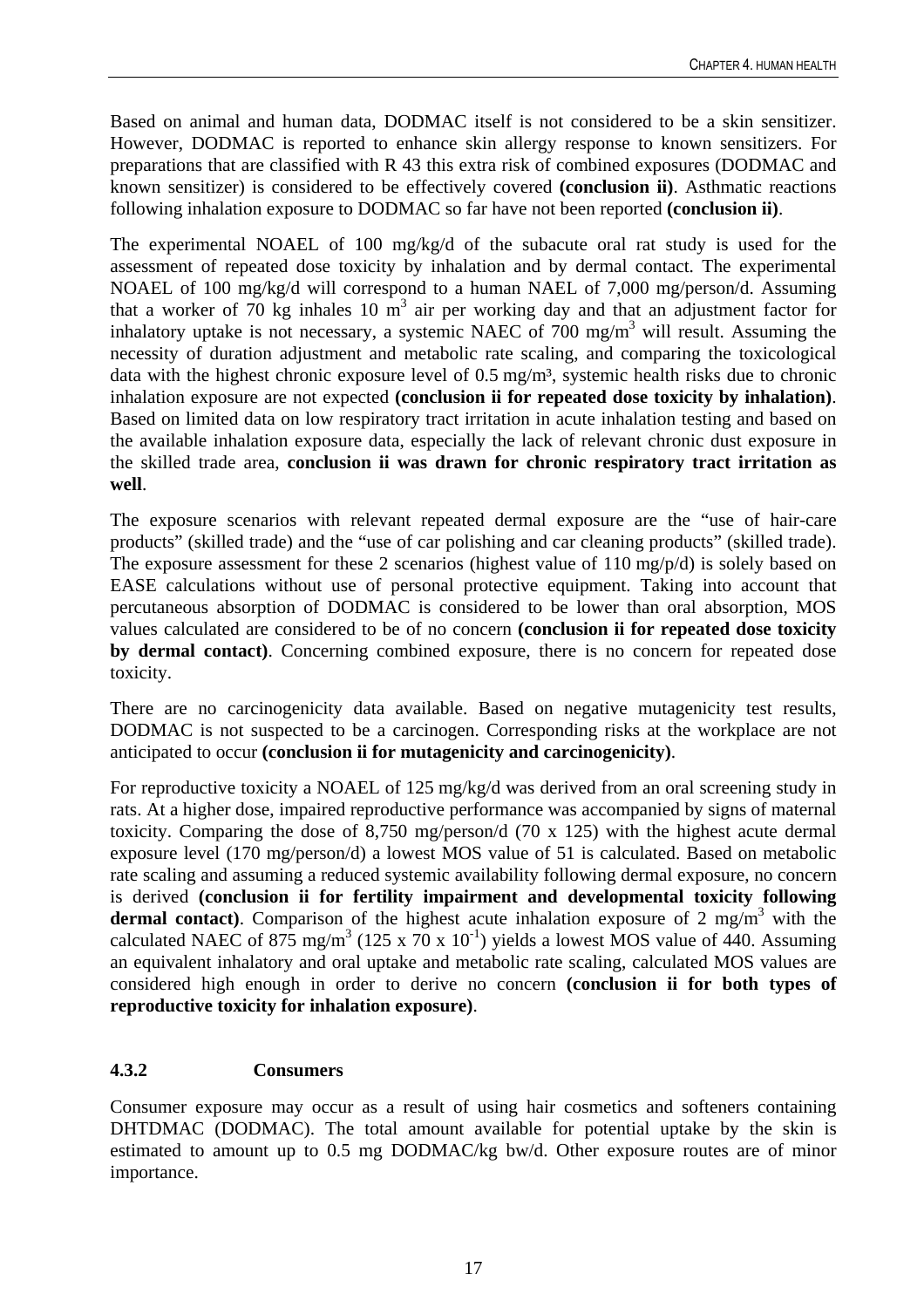Based on animal and human data, DODMAC itself is not considered to be a skin sensitizer. However, DODMAC is reported to enhance skin allergy response to known sensitizers. For preparations that are classified with R 43 this extra risk of combined exposures (DODMAC and known sensitizer) is considered to be effectively covered **(conclusion ii)**. Asthmatic reactions following inhalation exposure to DODMAC so far have not been reported **(conclusion ii)**.

The experimental NOAEL of 100 mg/kg/d of the subacute oral rat study is used for the assessment of repeated dose toxicity by inhalation and by dermal contact. The experimental NOAEL of 100 mg/kg/d will correspond to a human NAEL of 7,000 mg/person/d. Assuming that a worker of 70 kg inhales 10 $m^3$ air per working day and that an adjustment factor for inhalatory uptake is not necessary, a systemic NAEC of 700 $mg/m^3$ will result. Assuming the necessity of duration adjustment and metabolic rate scaling, and comparing the toxicological data with the highest chronic exposure level of 0.5 $mg/m^3$, systemic health risks due to chronic inhalation exposure are not expected **(conclusion ii for repeated dose toxicity by inhalation)**. Based on limited data on low respiratory tract irritation in acute inhalation testing and based on the available inhalation exposure data, especially the lack of relevant chronic dust exposure in the skilled trade area, **conclusion ii was drawn for chronic respiratory tract irritation as well**.

The exposure scenarios with relevant repeated dermal exposure are the "use of hair-care products" (skilled trade) and the "use of car polishing and car cleaning products" (skilled trade). The exposure assessment for these 2 scenarios (highest value of 110 mg/p/d) is solely based on EASE calculations without use of personal protective equipment. Taking into account that percutaneous absorption of DODMAC is considered to be lower than oral absorption, MOS values calculated are considered to be of no concern **(conclusion ii for repeated dose toxicity by dermal contact)**. Concerning combined exposure, there is no concern for repeated dose toxicity.

There are no carcinogenicity data available. Based on negative mutagenicity test results, DODMAC is not suspected to be a carcinogen. Corresponding risks at the workplace are not anticipated to occur **(conclusion ii for mutagenicity and carcinogenicity)**.

For reproductive toxicity a NOAEL of 125 mg/kg/d was derived from an oral screening study in rats. At a higher dose, impaired reproductive performance was accompanied by signs of maternal toxicity. Comparing the dose of 8,750 mg/person/d (70 x 125) with the highest acute dermal exposure level (170 mg/person/d) a lowest MOS value of 51 is calculated. Based on metabolic rate scaling and assuming a reduced systemic availability following dermal exposure, no concern is derived **(conclusion ii for fertility impairment and developmental toxicity following dermal contact)**. Comparison of the highest acute inhalation exposure of 2 $mg/m^3$ with the calculated NAEC of 875 $mg/m^3$ ($125 \times 70 \times 10^{-1}$) yields a lowest MOS value of 440. Assuming an equivalent inhalatory and oral uptake and metabolic rate scaling, calculated MOS values are considered high enough in order to derive no concern **(conclusion ii for both types of reproductive toxicity for inhalation exposure)**.

### 4.3.2 Consumers

Consumer exposure may occur as a result of using hair cosmetics and softeners containing DHTDMAC (DODMAC). The total amount available for potential uptake by the skin is estimated to amount up to 0.5 mg DODMAC/kg bw/d. Other exposure routes are of minor importance.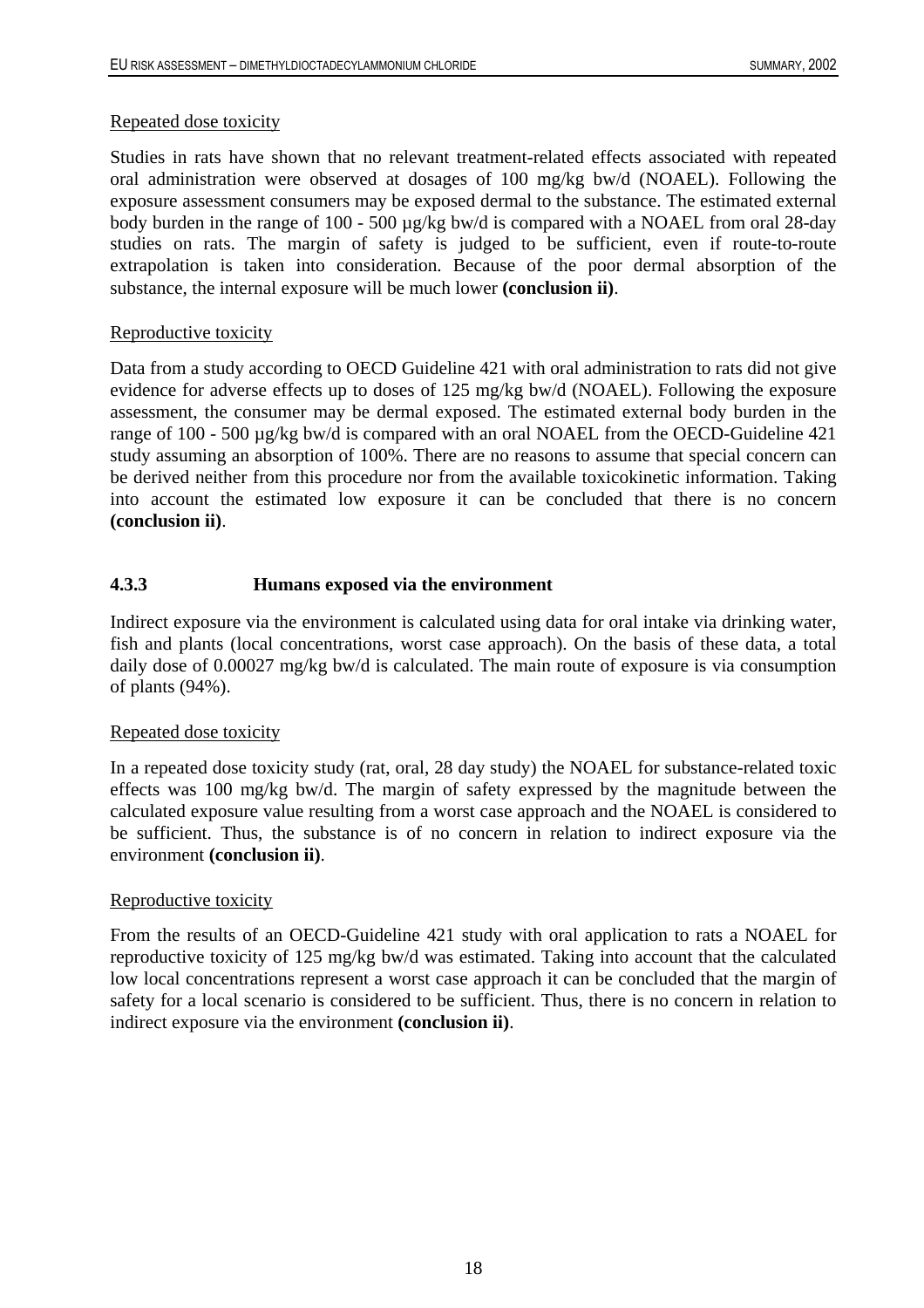Repeated dose toxicity

Studies in rats have shown that no relevant treatment-related effects associated with repeated oral administration were observed at dosages of 100 mg/kg bw/d (NOAEL). Following the exposure assessment consumers may be exposed dermal to the substance. The estimated external body burden in the range of 100 - 500 µg/kg bw/d is compared with a NOAEL from oral 28-day studies on rats. The margin of safety is judged to be sufficient, even if route-to-route extrapolation is taken into consideration. Because of the poor dermal absorption of the substance, the internal exposure will be much lower **(conclusion ii)**.

Reproductive toxicity

Data from a study according to OECD Guideline 421 with oral administration to rats did not give evidence for adverse effects up to doses of 125 mg/kg bw/d (NOAEL). Following the exposure assessment, the consumer may be dermal exposed. The estimated external body burden in the range of 100 - 500 µg/kg bw/d is compared with an oral NOAEL from the OECD-Guideline 421 study assuming an absorption of 100%. There are no reasons to assume that special concern can be derived neither from this procedure nor from the available toxicokinetic information. Taking into account the estimated low exposure it can be concluded that there is no concern **(conclusion ii)**.

### 4.3.3 Humans exposed via the environment

Indirect exposure via the environment is calculated using data for oral intake via drinking water, fish and plants (local concentrations, worst case approach). On the basis of these data, a total daily dose of 0.00027 mg/kg bw/d is calculated. The main route of exposure is via consumption of plants (94%).

Repeated dose toxicity

In a repeated dose toxicity study (rat, oral, 28 day study) the NOAEL for substance-related toxic effects was 100 mg/kg bw/d. The margin of safety expressed by the magnitude between the calculated exposure value resulting from a worst case approach and the NOAEL is considered to be sufficient. Thus, the substance is of no concern in relation to indirect exposure via the environment **(conclusion ii)**.

Reproductive toxicity

From the results of an OECD-Guideline 421 study with oral application to rats a NOAEL for reproductive toxicity of 125 mg/kg bw/d was estimated. Taking into account that the calculated low local concentrations represent a worst case approach it can be concluded that the margin of safety for a local scenario is considered to be sufficient. Thus, there is no concern in relation to indirect exposure via the environment **(conclusion ii)**.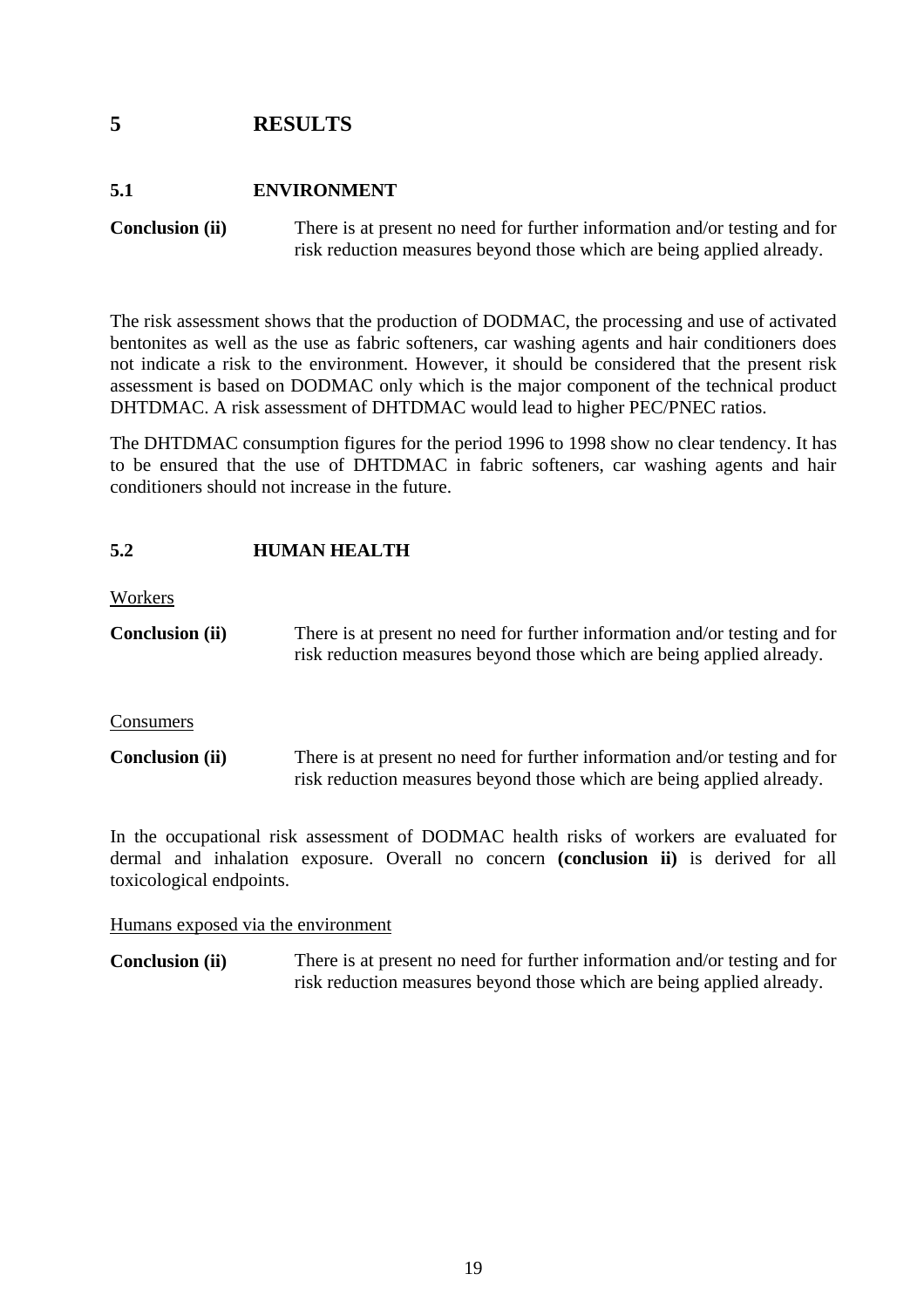# 5 RESULTS

## 5.1 ENVIRONMENT

**Conclusion (ii)** There is at present no need for further information and/or testing and for risk reduction measures beyond those which are being applied already.

The risk assessment shows that the production of DODMAC, the processing and use of activated bentonites as well as the use as fabric softeners, car washing agents and hair conditioners does not indicate a risk to the environment. However, it should be considered that the present risk assessment is based on DODMAC only which is the major component of the technical product DHTDMAC. A risk assessment of DHTDMAC would lead to higher PEC/PNEC ratios.

The DHTDMAC consumption figures for the period 1996 to 1998 show no clear tendency. It has to be ensured that the use of DHTDMAC in fabric softeners, car washing agents and hair conditioners should not increase in the future.

## 5.2 HUMAN HEALTH

Workers

**Conclusion (ii)** There is at present no need for further information and/or testing and for risk reduction measures beyond those which are being applied already.

Consumers

**Conclusion (ii)** There is at present no need for further information and/or testing and for risk reduction measures beyond those which are being applied already.

In the occupational risk assessment of DODMAC health risks of workers are evaluated for dermal and inhalation exposure. Overall no concern **(conclusion ii)** is derived for all toxicological endpoints.

Humans exposed via the environment

**Conclusion (ii)** There is at present no need for further information and/or testing and for risk reduction measures beyond those which are being applied already.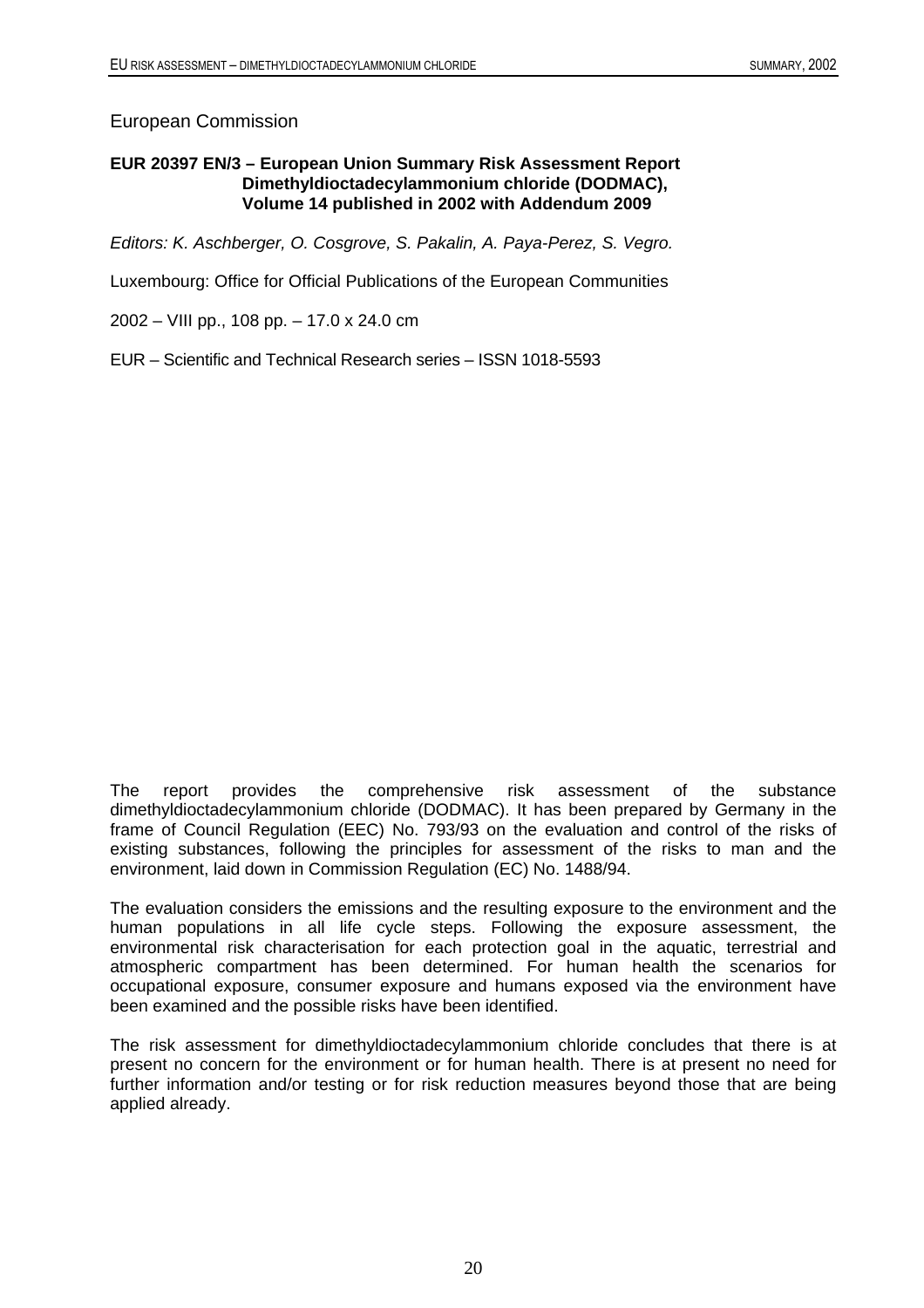European Commission

**EUR 20397 EN/3 – European Union Summary Risk Assessment Report**
**Dimethyldioctadecylammonium chloride (DODMAC),**
**Volume 14 published in 2002 with Addendum 2009**

*Editors: K. Aschberger, O. Cosgrove, S. Pakalin, A. Paya-Perez, S. Vegro.*

Luxembourg: Office for Official Publications of the European Communities

2002 – VIII pp., 108 pp. – 17.0 x 24.0 cm

EUR – Scientific and Technical Research series – ISSN 1018-5593

The report provides the comprehensive risk assessment of the substance dimethyldioctadecylammonium chloride (DODMAC). It has been prepared by Germany in the frame of Council Regulation (EEC) No. 793/93 on the evaluation and control of the risks of existing substances, following the principles for assessment of the risks to man and the environment, laid down in Commission Regulation (EC) No. 1488/94.

The evaluation considers the emissions and the resulting exposure to the environment and the human populations in all life cycle steps. Following the exposure assessment, the environmental risk characterisation for each protection goal in the aquatic, terrestrial and atmospheric compartment has been determined. For human health the scenarios for occupational exposure, consumer exposure and humans exposed via the environment have been examined and the possible risks have been identified.

The risk assessment for dimethyldioctadecylammonium chloride concludes that there is at present no concern for the environment or for human health. There is at present no need for further information and/or testing or for risk reduction measures beyond those that are being applied already.